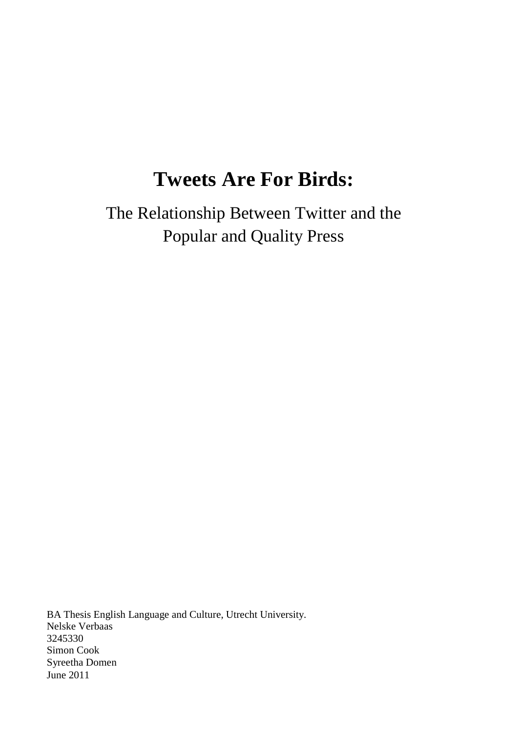# Tweets Are For Birds:

The Relationship Between Twitter and the Popular and Quality Press

BA Thesis English Language and Culture, Utrecht University.
Nelske Verbaas
3245330
Simon Cook
Syreetha Domen
June 2011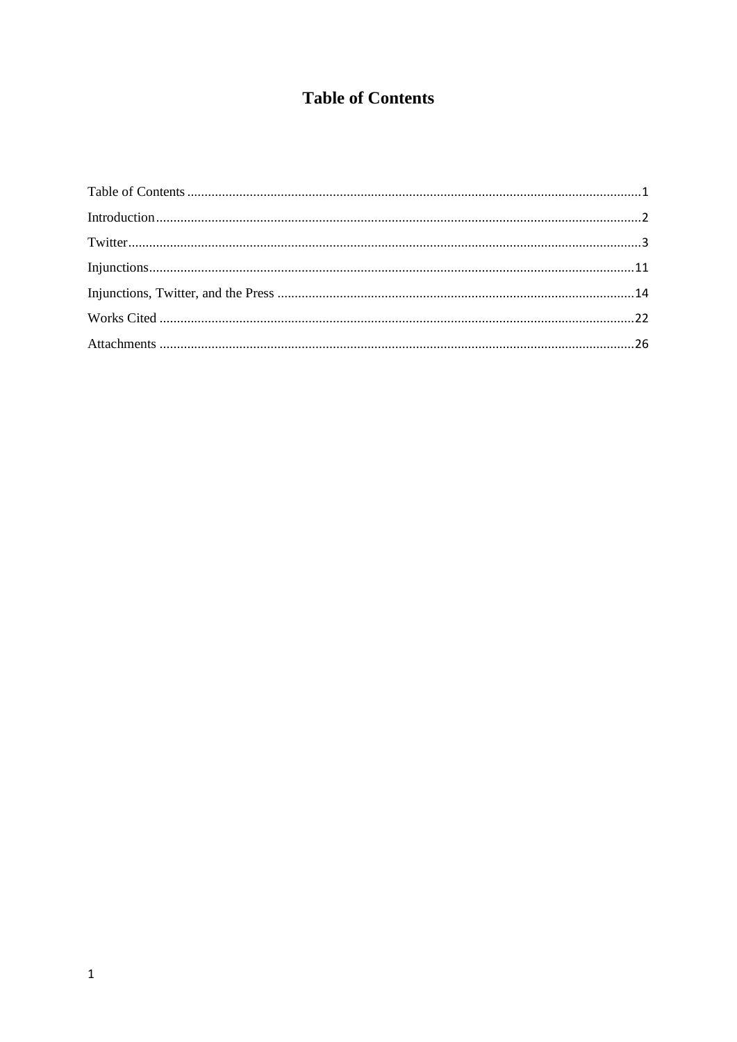# Table of Contents

Table of Contents ........................................................................................................ 1

Introduction ................................................................................................................ 2

Twitter ......................................................................................................................... 3

Injunctions ................................................................................................................. 11

Injunctions, Twitter, and the Press .......................................................................... 14

Works Cited ............................................................................................................... 22

Attachments ............................................................................................................... 26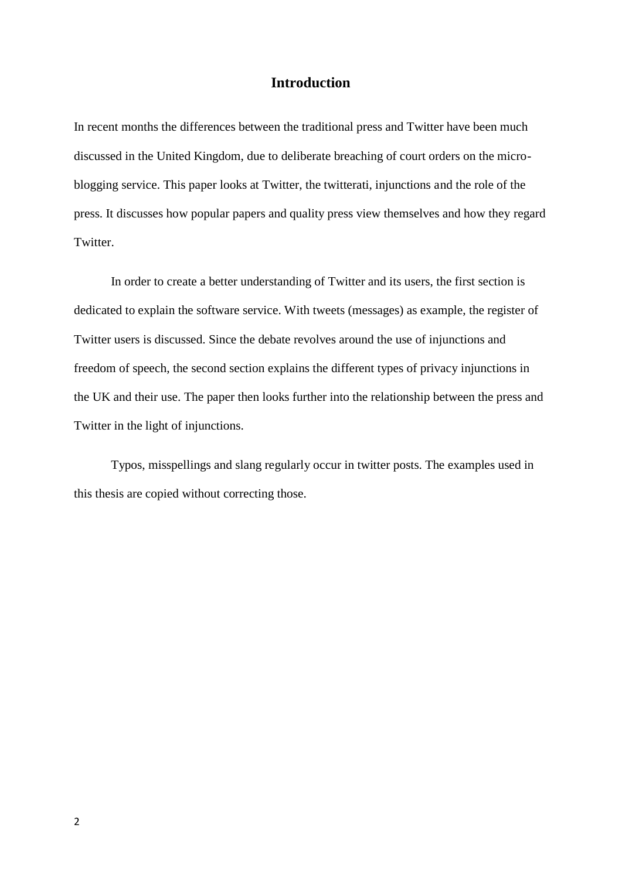# Introduction

In recent months the differences between the traditional press and Twitter have been much discussed in the United Kingdom, due to deliberate breaching of court orders on the micro-blogging service. This paper looks at Twitter, the twitterati, injunctions and the role of the press. It discusses how popular papers and quality press view themselves and how they regard Twitter.

In order to create a better understanding of Twitter and its users, the first section is dedicated to explain the software service. With tweets (messages) as example, the register of Twitter users is discussed. Since the debate revolves around the use of injunctions and freedom of speech, the second section explains the different types of privacy injunctions in the UK and their use. The paper then looks further into the relationship between the press and Twitter in the light of injunctions.

Typos, misspellings and slang regularly occur in twitter posts. The examples used in this thesis are copied without correcting those.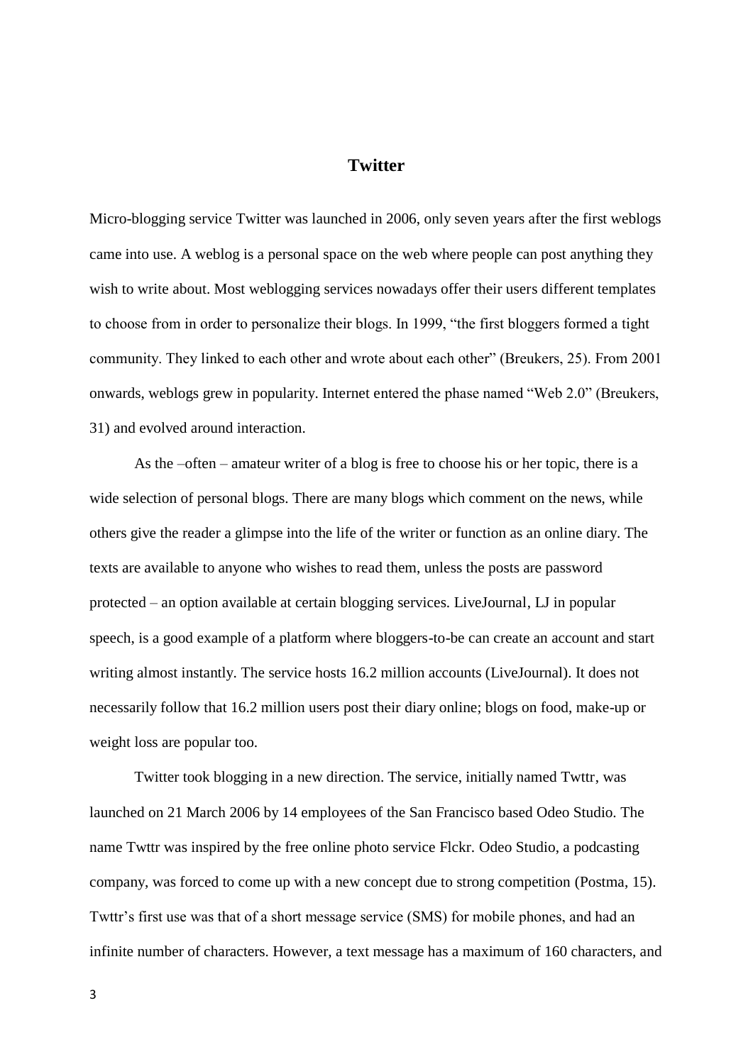## Twitter

Micro-blogging service Twitter was launched in 2006, only seven years after the first weblogs came into use. A weblog is a personal space on the web where people can post anything they wish to write about. Most weblogging services nowadays offer their users different templates to choose from in order to personalize their blogs. In 1999, "the first bloggers formed a tight community. They linked to each other and wrote about each other" (Breukers, 25). From 2001 onwards, weblogs grew in popularity. Internet entered the phase named "Web 2.0" (Breukers, 31) and evolved around interaction.

As the –often – amateur writer of a blog is free to choose his or her topic, there is a wide selection of personal blogs. There are many blogs which comment on the news, while others give the reader a glimpse into the life of the writer or function as an online diary. The texts are available to anyone who wishes to read them, unless the posts are password protected – an option available at certain blogging services. LiveJournal, LJ in popular speech, is a good example of a platform where bloggers-to-be can create an account and start writing almost instantly. The service hosts 16.2 million accounts (LiveJournal). It does not necessarily follow that 16.2 million users post their diary online; blogs on food, make-up or weight loss are popular too.

Twitter took blogging in a new direction. The service, initially named Twttr, was launched on 21 March 2006 by 14 employees of the San Francisco based Odeo Studio. The name Twttr was inspired by the free online photo service Flckr. Odeo Studio, a podcasting company, was forced to come up with a new concept due to strong competition (Postma, 15). Twttr's first use was that of a short message service (SMS) for mobile phones, and had an infinite number of characters. However, a text message has a maximum of 160 characters, and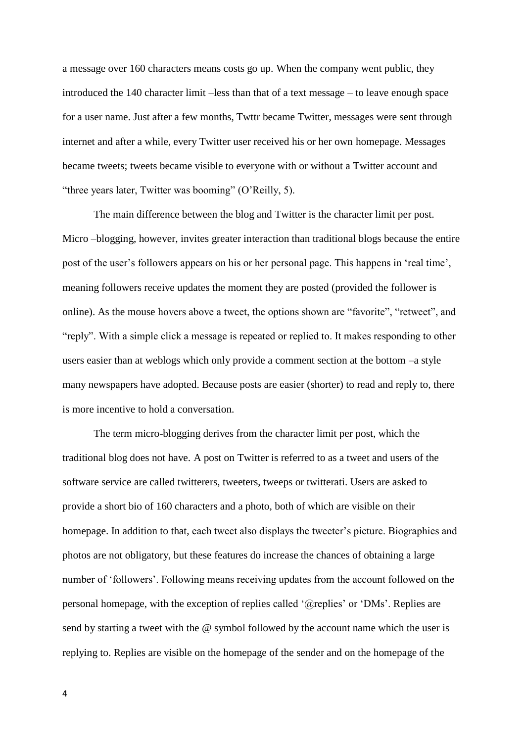a message over 160 characters means costs go up. When the company went public, they introduced the 140 character limit –less than that of a text message – to leave enough space for a user name. Just after a few months, Twttr became Twitter, messages were sent through internet and after a while, every Twitter user received his or her own homepage. Messages became tweets; tweets became visible to everyone with or without a Twitter account and "three years later, Twitter was booming" (O'Reilly, 5).

The main difference between the blog and Twitter is the character limit per post. Micro –blogging, however, invites greater interaction than traditional blogs because the entire post of the user's followers appears on his or her personal page. This happens in 'real time', meaning followers receive updates the moment they are posted (provided the follower is online). As the mouse hovers above a tweet, the options shown are "favorite", "retweet", and "reply". With a simple click a message is repeated or replied to. It makes responding to other users easier than at weblogs which only provide a comment section at the bottom –a style many newspapers have adopted. Because posts are easier (shorter) to read and reply to, there is more incentive to hold a conversation.

The term micro-blogging derives from the character limit per post, which the traditional blog does not have. A post on Twitter is referred to as a tweet and users of the software service are called twitterers, tweeters, tweeps or twitterati. Users are asked to provide a short bio of 160 characters and a photo, both of which are visible on their homepage. In addition to that, each tweet also displays the tweeter's picture. Biographies and photos are not obligatory, but these features do increase the chances of obtaining a large number of 'followers'. Following means receiving updates from the account followed on the personal homepage, with the exception of replies called '@replies' or 'DMs'. Replies are send by starting a tweet with the @ symbol followed by the account name which the user is replying to. Replies are visible on the homepage of the sender and on the homepage of the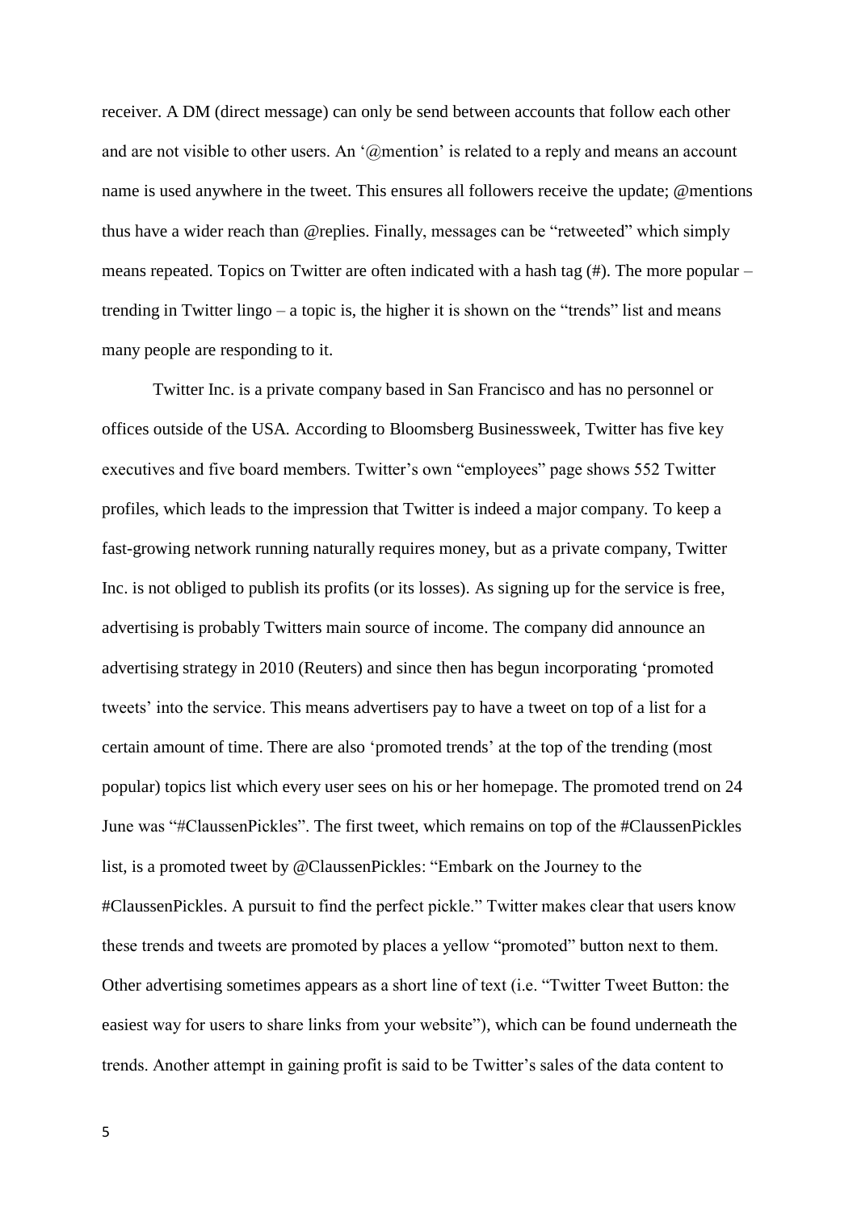receiver. A DM (direct message) can only be send between accounts that follow each other and are not visible to other users. An '@mention' is related to a reply and means an account name is used anywhere in the tweet. This ensures all followers receive the update; @mentions thus have a wider reach than @replies. Finally, messages can be "retweeted" which simply means repeated. Topics on Twitter are often indicated with a hash tag (#). The more popular – trending in Twitter lingo – a topic is, the higher it is shown on the "trends" list and means many people are responding to it.

Twitter Inc. is a private company based in San Francisco and has no personnel or offices outside of the USA. According to Bloomsberg Businessweek, Twitter has five key executives and five board members. Twitter's own "employees" page shows 552 Twitter profiles, which leads to the impression that Twitter is indeed a major company. To keep a fast-growing network running naturally requires money, but as a private company, Twitter Inc. is not obliged to publish its profits (or its losses). As signing up for the service is free, advertising is probably Twitters main source of income. The company did announce an advertising strategy in 2010 (Reuters) and since then has begun incorporating 'promoted tweets' into the service. This means advertisers pay to have a tweet on top of a list for a certain amount of time. There are also 'promoted trends' at the top of the trending (most popular) topics list which every user sees on his or her homepage. The promoted trend on 24 June was "#ClaussenPickles". The first tweet, which remains on top of the #ClaussenPickles list, is a promoted tweet by @ClaussenPickles: "Embark on the Journey to the #ClaussenPickles. A pursuit to find the perfect pickle." Twitter makes clear that users know these trends and tweets are promoted by places a yellow "promoted" button next to them. Other advertising sometimes appears as a short line of text (i.e. "Twitter Tweet Button: the easiest way for users to share links from your website"), which can be found underneath the trends. Another attempt in gaining profit is said to be Twitter's sales of the data content to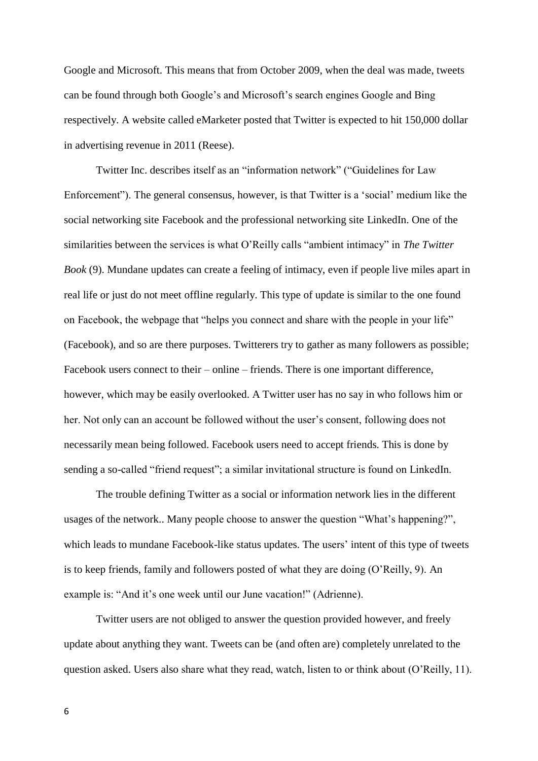Google and Microsoft. This means that from October 2009, when the deal was made, tweets can be found through both Google's and Microsoft's search engines Google and Bing respectively. A website called eMarketer posted that Twitter is expected to hit 150,000 dollar in advertising revenue in 2011 (Reese).

Twitter Inc. describes itself as an "information network" ("Guidelines for Law Enforcement"). The general consensus, however, is that Twitter is a 'social' medium like the social networking site Facebook and the professional networking site LinkedIn. One of the similarities between the services is what O'Reilly calls "ambient intimacy" in *The Twitter Book* (9). Mundane updates can create a feeling of intimacy, even if people live miles apart in real life or just do not meet offline regularly. This type of update is similar to the one found on Facebook, the webpage that "helps you connect and share with the people in your life" (Facebook), and so are there purposes. Twitterers try to gather as many followers as possible; Facebook users connect to their – online – friends. There is one important difference, however, which may be easily overlooked. A Twitter user has no say in who follows him or her. Not only can an account be followed without the user's consent, following does not necessarily mean being followed. Facebook users need to accept friends. This is done by sending a so-called "friend request"; a similar invitational structure is found on LinkedIn.

The trouble defining Twitter as a social or information network lies in the different usages of the network.. Many people choose to answer the question "What's happening?", which leads to mundane Facebook-like status updates. The users' intent of this type of tweets is to keep friends, family and followers posted of what they are doing (O'Reilly, 9). An example is: "And it's one week until our June vacation!" (Adrienne).

Twitter users are not obliged to answer the question provided however, and freely update about anything they want. Tweets can be (and often are) completely unrelated to the question asked. Users also share what they read, watch, listen to or think about (O'Reilly, 11).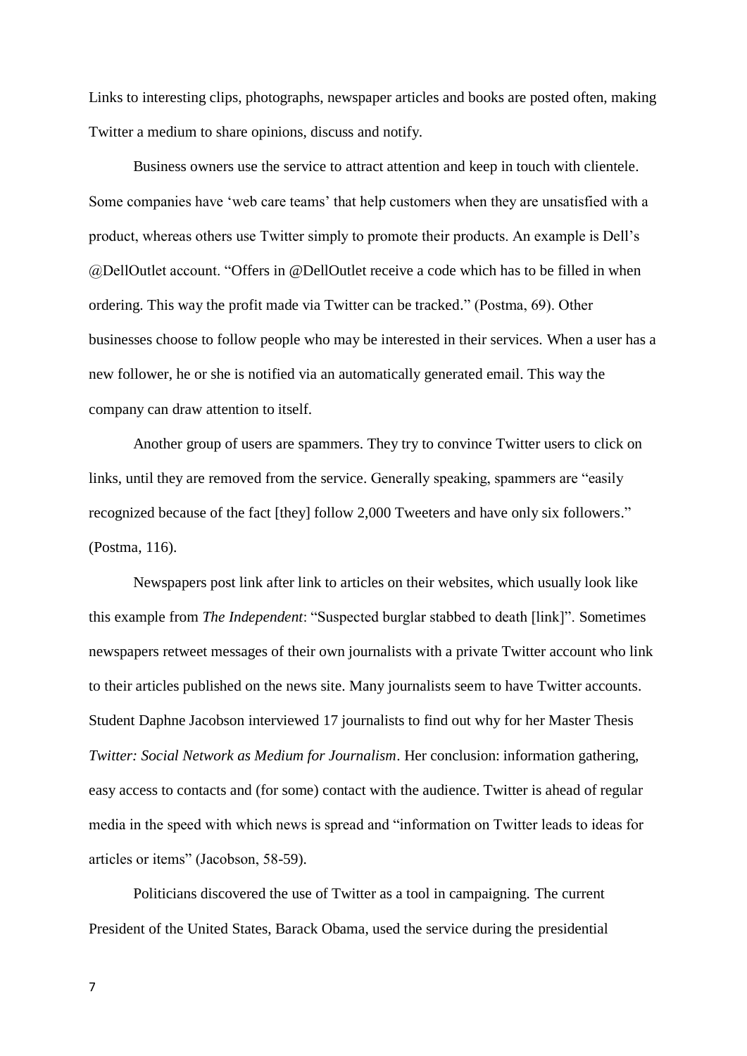Links to interesting clips, photographs, newspaper articles and books are posted often, making Twitter a medium to share opinions, discuss and notify.

Business owners use the service to attract attention and keep in touch with clientele. Some companies have 'web care teams' that help customers when they are unsatisfied with a product, whereas others use Twitter simply to promote their products. An example is Dell's @DellOutlet account. "Offers in @DellOutlet receive a code which has to be filled in when ordering. This way the profit made via Twitter can be tracked." (Postma, 69). Other businesses choose to follow people who may be interested in their services. When a user has a new follower, he or she is notified via an automatically generated email. This way the company can draw attention to itself.

Another group of users are spammers. They try to convince Twitter users to click on links, until they are removed from the service. Generally speaking, spammers are "easily recognized because of the fact [they] follow 2,000 Tweeters and have only six followers." (Postma, 116).

Newspapers post link after link to articles on their websites, which usually look like this example from *The Independent*: "Suspected burglar stabbed to death [link]". Sometimes newspapers retweet messages of their own journalists with a private Twitter account who link to their articles published on the news site. Many journalists seem to have Twitter accounts. Student Daphne Jacobson interviewed 17 journalists to find out why for her Master Thesis *Twitter: Social Network as Medium for Journalism*. Her conclusion: information gathering, easy access to contacts and (for some) contact with the audience. Twitter is ahead of regular media in the speed with which news is spread and "information on Twitter leads to ideas for articles or items" (Jacobson, 58-59).

Politicians discovered the use of Twitter as a tool in campaigning. The current President of the United States, Barack Obama, used the service during the presidential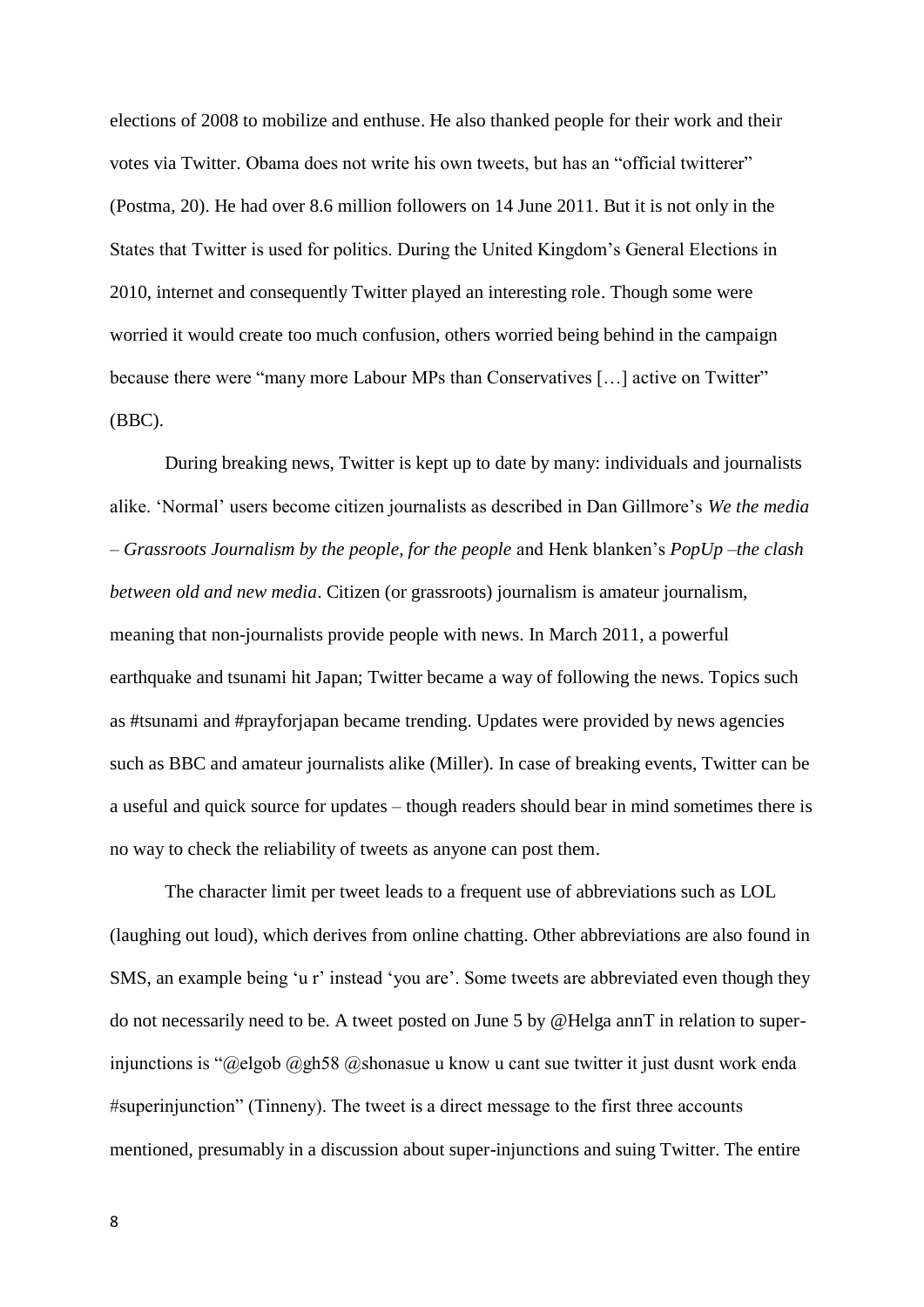elections of 2008 to mobilize and enthuse. He also thanked people for their work and their votes via Twitter. Obama does not write his own tweets, but has an "official twitterer" (Postma, 20). He had over 8.6 million followers on 14 June 2011. But it is not only in the States that Twitter is used for politics. During the United Kingdom's General Elections in 2010, internet and consequently Twitter played an interesting role. Though some were worried it would create too much confusion, others worried being behind in the campaign because there were "many more Labour MPs than Conservatives […] active on Twitter" (BBC).

During breaking news, Twitter is kept up to date by many: individuals and journalists alike. 'Normal' users become citizen journalists as described in Dan Gillmore's *We the media – Grassroots Journalism by the people, for the people* and Henk blanken's *PopUp –the clash between old and new media*. Citizen (or grassroots) journalism is amateur journalism, meaning that non-journalists provide people with news. In March 2011, a powerful earthquake and tsunami hit Japan; Twitter became a way of following the news. Topics such as #tsunami and #prayforjapan became trending. Updates were provided by news agencies such as BBC and amateur journalists alike (Miller). In case of breaking events, Twitter can be a useful and quick source for updates – though readers should bear in mind sometimes there is no way to check the reliability of tweets as anyone can post them.

The character limit per tweet leads to a frequent use of abbreviations such as LOL (laughing out loud), which derives from online chatting. Other abbreviations are also found in SMS, an example being 'u r' instead 'you are'. Some tweets are abbreviated even though they do not necessarily need to be. A tweet posted on June 5 by @Helga annT in relation to super-injunctions is "@elgob @gh58 @shonasue u know u cant sue twitter it just dusnt work enda #superinjunction" (Tinneny). The tweet is a direct message to the first three accounts mentioned, presumably in a discussion about super-injunctions and suing Twitter. The entire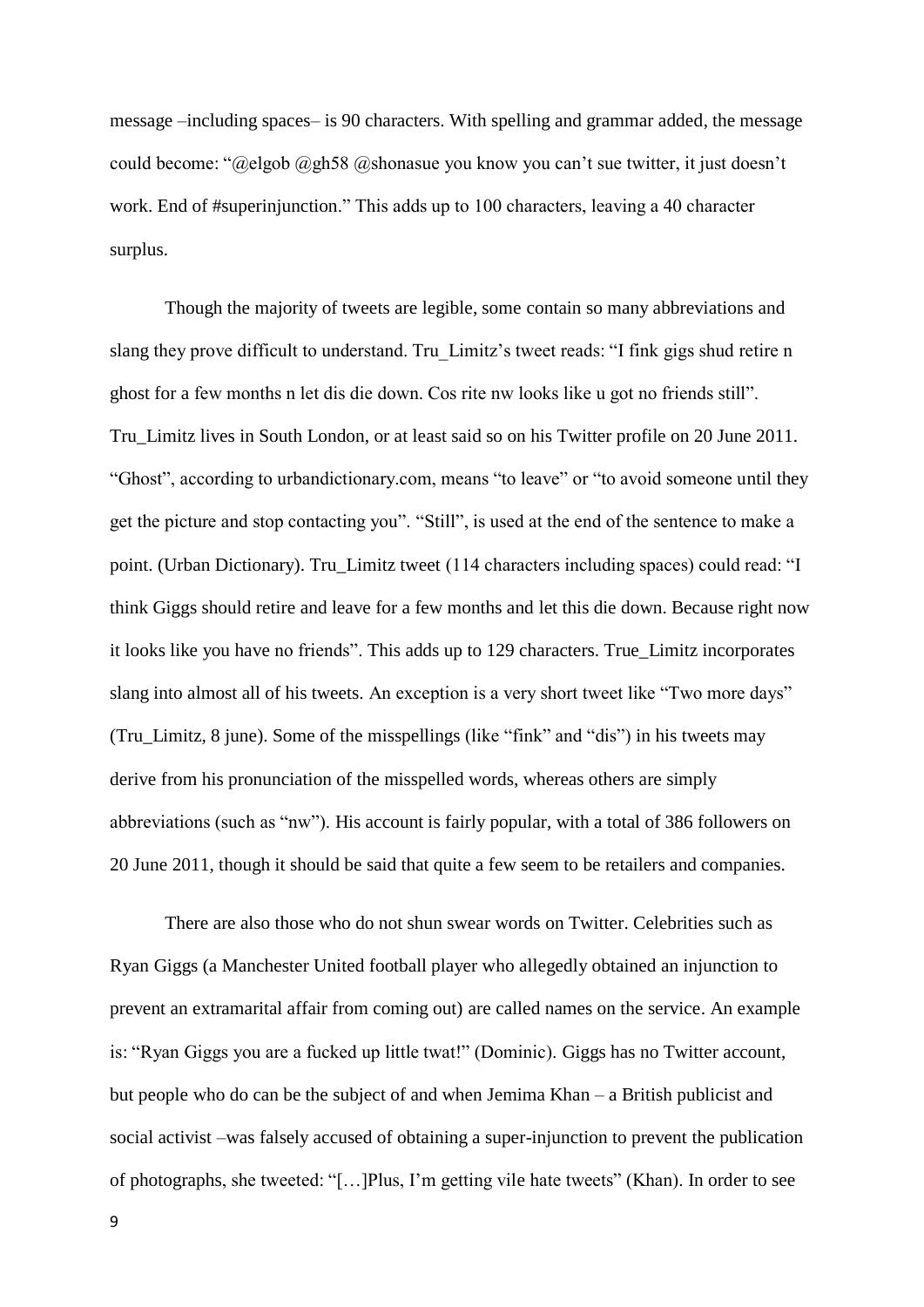message –including spaces– is 90 characters. With spelling and grammar added, the message could become: "@elgob @gh58 @shonasue you know you can't sue twitter, it just doesn't work. End of #superinjunction." This adds up to 100 characters, leaving a 40 character surplus.

Though the majority of tweets are legible, some contain so many abbreviations and slang they prove difficult to understand. Tru_Limitz's tweet reads: "I fink gigs shud retire n ghost for a few months n let dis die down. Cos rite nw looks like u got no friends still". Tru_Limitz lives in South London, or at least said so on his Twitter profile on 20 June 2011. "Ghost", according to urbandictionary.com, means "to leave" or "to avoid someone until they get the picture and stop contacting you". "Still", is used at the end of the sentence to make a point. (Urban Dictionary). Tru_Limitz tweet (114 characters including spaces) could read: "I think Giggs should retire and leave for a few months and let this die down. Because right now it looks like you have no friends". This adds up to 129 characters. True_Limitz incorporates slang into almost all of his tweets. An exception is a very short tweet like "Two more days" (Tru_Limitz, 8 june). Some of the misspellings (like "fink" and "dis") in his tweets may derive from his pronunciation of the misspelled words, whereas others are simply abbreviations (such as "nw"). His account is fairly popular, with a total of 386 followers on 20 June 2011, though it should be said that quite a few seem to be retailers and companies.

There are also those who do not shun swear words on Twitter. Celebrities such as Ryan Giggs (a Manchester United football player who allegedly obtained an injunction to prevent an extramarital affair from coming out) are called names on the service. An example is: "Ryan Giggs you are a fucked up little twat!" (Dominic). Giggs has no Twitter account, but people who do can be the subject of and when Jemima Khan – a British publicist and social activist –was falsely accused of obtaining a super-injunction to prevent the publication of photographs, she tweeted: "[…]Plus, I'm getting vile hate tweets" (Khan). In order to see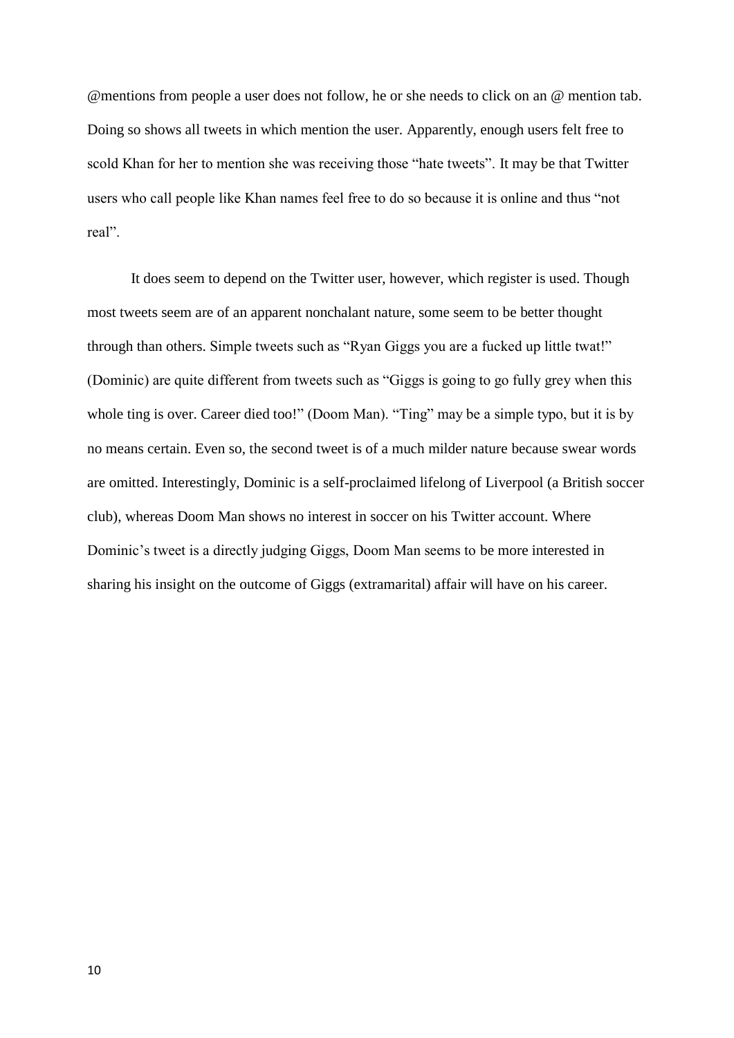@mentions from people a user does not follow, he or she needs to click on an @ mention tab. Doing so shows all tweets in which mention the user. Apparently, enough users felt free to scold Khan for her to mention she was receiving those "hate tweets". It may be that Twitter users who call people like Khan names feel free to do so because it is online and thus "not real".

It does seem to depend on the Twitter user, however, which register is used. Though most tweets seem are of an apparent nonchalant nature, some seem to be better thought through than others. Simple tweets such as "Ryan Giggs you are a fucked up little twat!" (Dominic) are quite different from tweets such as "Giggs is going to go fully grey when this whole ting is over. Career died too!" (Doom Man). "Ting" may be a simple typo, but it is by no means certain. Even so, the second tweet is of a much milder nature because swear words are omitted. Interestingly, Dominic is a self-proclaimed lifelong of Liverpool (a British soccer club), whereas Doom Man shows no interest in soccer on his Twitter account. Where Dominic's tweet is a directly judging Giggs, Doom Man seems to be more interested in sharing his insight on the outcome of Giggs (extramarital) affair will have on his career.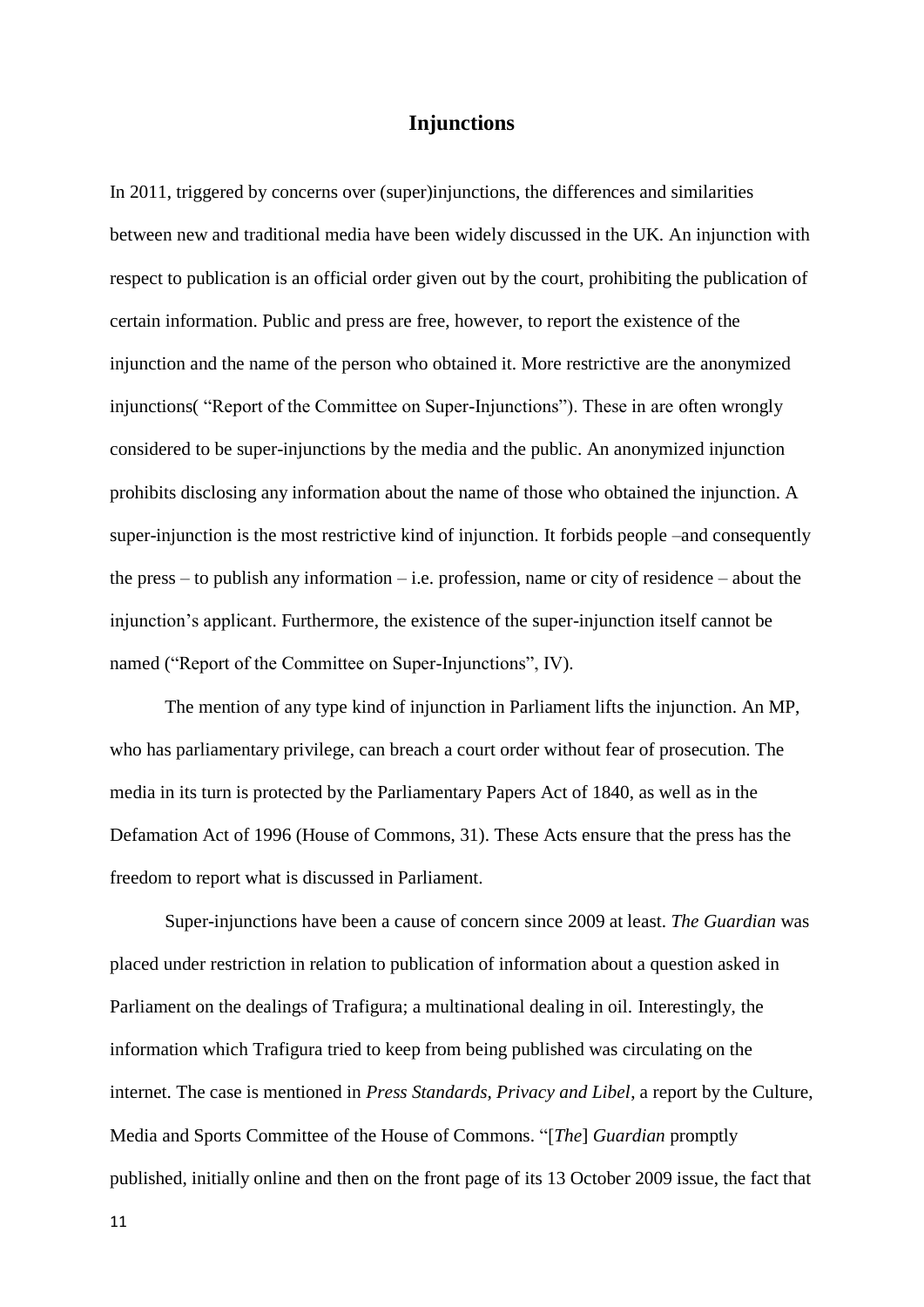## Injunctions

In 2011, triggered by concerns over (super)injunctions, the differences and similarities between new and traditional media have been widely discussed in the UK. An injunction with respect to publication is an official order given out by the court, prohibiting the publication of certain information. Public and press are free, however, to report the existence of the injunction and the name of the person who obtained it. More restrictive are the anonymized injunctions( "Report of the Committee on Super-Injunctions"). These in are often wrongly considered to be super-injunctions by the media and the public. An anonymized injunction prohibits disclosing any information about the name of those who obtained the injunction. A super-injunction is the most restrictive kind of injunction. It forbids people –and consequently the press – to publish any information – i.e. profession, name or city of residence – about the injunction's applicant. Furthermore, the existence of the super-injunction itself cannot be named ("Report of the Committee on Super-Injunctions", IV).

The mention of any type kind of injunction in Parliament lifts the injunction. An MP, who has parliamentary privilege, can breach a court order without fear of prosecution. The media in its turn is protected by the Parliamentary Papers Act of 1840, as well as in the Defamation Act of 1996 (House of Commons, 31). These Acts ensure that the press has the freedom to report what is discussed in Parliament.

Super-injunctions have been a cause of concern since 2009 at least. *The Guardian* was placed under restriction in relation to publication of information about a question asked in Parliament on the dealings of Trafigura; a multinational dealing in oil. Interestingly, the information which Trafigura tried to keep from being published was circulating on the internet. The case is mentioned in *Press Standards, Privacy and Libel*, a report by the Culture, Media and Sports Committee of the House of Commons. "[*The*] *Guardian* promptly published, initially online and then on the front page of its 13 October 2009 issue, the fact that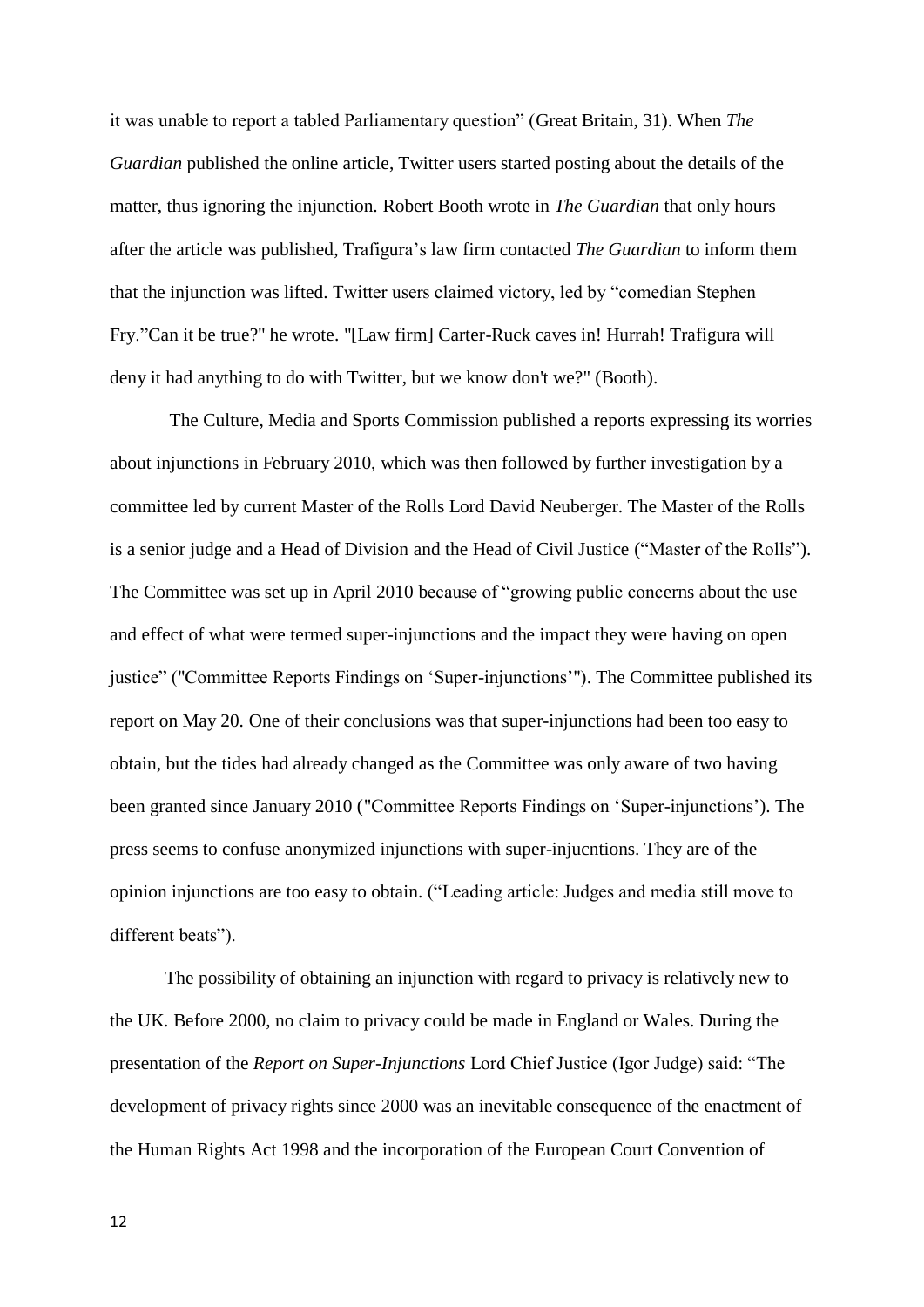it was unable to report a tabled Parliamentary question" (Great Britain, 31). When *The Guardian* published the online article, Twitter users started posting about the details of the matter, thus ignoring the injunction. Robert Booth wrote in *The Guardian* that only hours after the article was published, Trafigura's law firm contacted *The Guardian* to inform them that the injunction was lifted. Twitter users claimed victory, led by "comedian Stephen Fry."Can it be true?" he wrote. "[Law firm] Carter-Ruck caves in! Hurrah! Trafigura will deny it had anything to do with Twitter, but we know don't we?" (Booth).

The Culture, Media and Sports Commission published a reports expressing its worries about injunctions in February 2010, which was then followed by further investigation by a committee led by current Master of the Rolls Lord David Neuberger. The Master of the Rolls is a senior judge and a Head of Division and the Head of Civil Justice ("Master of the Rolls"). The Committee was set up in April 2010 because of "growing public concerns about the use and effect of what were termed super-injunctions and the impact they were having on open justice" ("Committee Reports Findings on 'Super-injunctions'"). The Committee published its report on May 20. One of their conclusions was that super-injunctions had been too easy to obtain, but the tides had already changed as the Committee was only aware of two having been granted since January 2010 ("Committee Reports Findings on 'Super-injunctions'). The press seems to confuse anonymized injunctions with super-injucntions. They are of the opinion injunctions are too easy to obtain. ("Leading article: Judges and media still move to different beats").

The possibility of obtaining an injunction with regard to privacy is relatively new to the UK. Before 2000, no claim to privacy could be made in England or Wales. During the presentation of the *Report on Super-Injunctions* Lord Chief Justice (Igor Judge) said: "The development of privacy rights since 2000 was an inevitable consequence of the enactment of the Human Rights Act 1998 and the incorporation of the European Court Convention of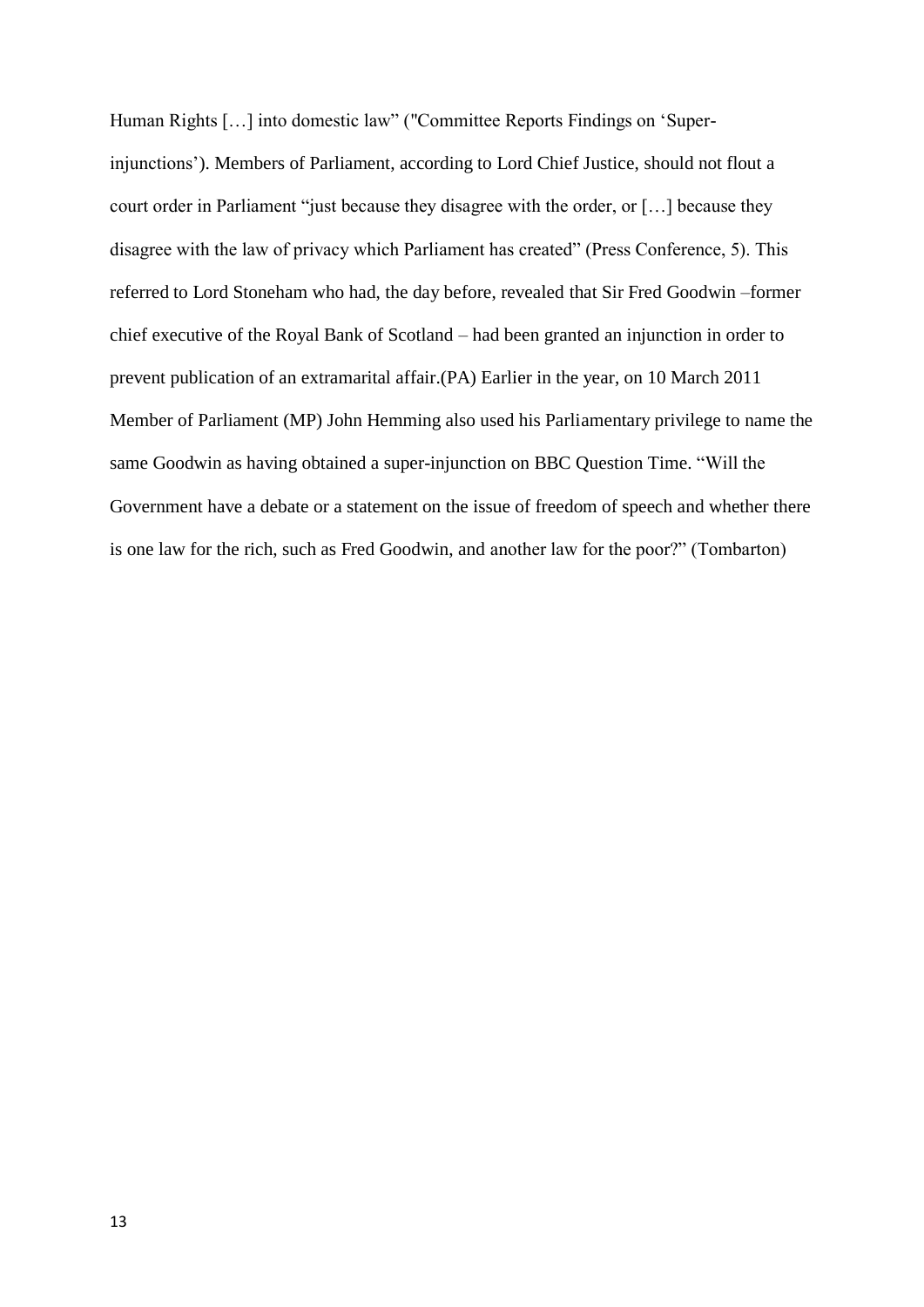Human Rights […] into domestic law" ("Committee Reports Findings on 'Super-injunctions'). Members of Parliament, according to Lord Chief Justice, should not flout a court order in Parliament "just because they disagree with the order, or […] because they disagree with the law of privacy which Parliament has created" (Press Conference, 5). This referred to Lord Stoneham who had, the day before, revealed that Sir Fred Goodwin –former chief executive of the Royal Bank of Scotland – had been granted an injunction in order to prevent publication of an extramarital affair.(PA) Earlier in the year, on 10 March 2011 Member of Parliament (MP) John Hemming also used his Parliamentary privilege to name the same Goodwin as having obtained a super-injunction on BBC Question Time. "Will the Government have a debate or a statement on the issue of freedom of speech and whether there is one law for the rich, such as Fred Goodwin, and another law for the poor?" (Tombarton)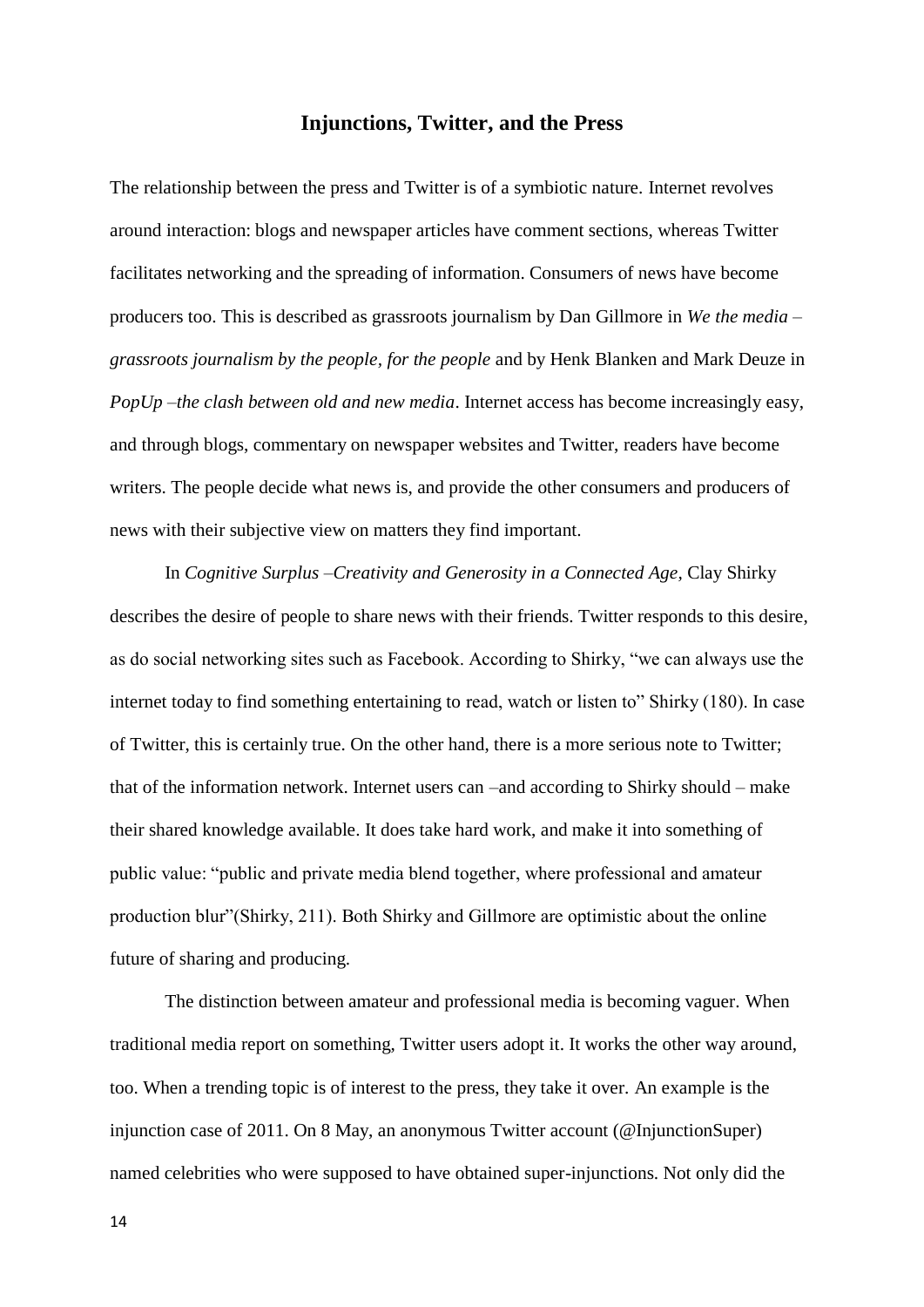## Injunctions, Twitter, and the Press

The relationship between the press and Twitter is of a symbiotic nature. Internet revolves around interaction: blogs and newspaper articles have comment sections, whereas Twitter facilitates networking and the spreading of information. Consumers of news have become producers too. This is described as grassroots journalism by Dan Gillmore in *We the media – grassroots journalism by the people, for the people* and by Henk Blanken and Mark Deuze in *PopUp –the clash between old and new media*. Internet access has become increasingly easy, and through blogs, commentary on newspaper websites and Twitter, readers have become writers. The people decide what news is, and provide the other consumers and producers of news with their subjective view on matters they find important.

In *Cognitive Surplus –Creativity and Generosity in a Connected Age,* Clay Shirky describes the desire of people to share news with their friends. Twitter responds to this desire, as do social networking sites such as Facebook. According to Shirky, "we can always use the internet today to find something entertaining to read, watch or listen to" Shirky (180). In case of Twitter, this is certainly true. On the other hand, there is a more serious note to Twitter; that of the information network. Internet users can –and according to Shirky should – make their shared knowledge available. It does take hard work, and make it into something of public value: "public and private media blend together, where professional and amateur production blur"(Shirky, 211). Both Shirky and Gillmore are optimistic about the online future of sharing and producing.

The distinction between amateur and professional media is becoming vaguer. When traditional media report on something, Twitter users adopt it. It works the other way around, too. When a trending topic is of interest to the press, they take it over. An example is the injunction case of 2011. On 8 May, an anonymous Twitter account (@InjunctionSuper) named celebrities who were supposed to have obtained super-injunctions. Not only did the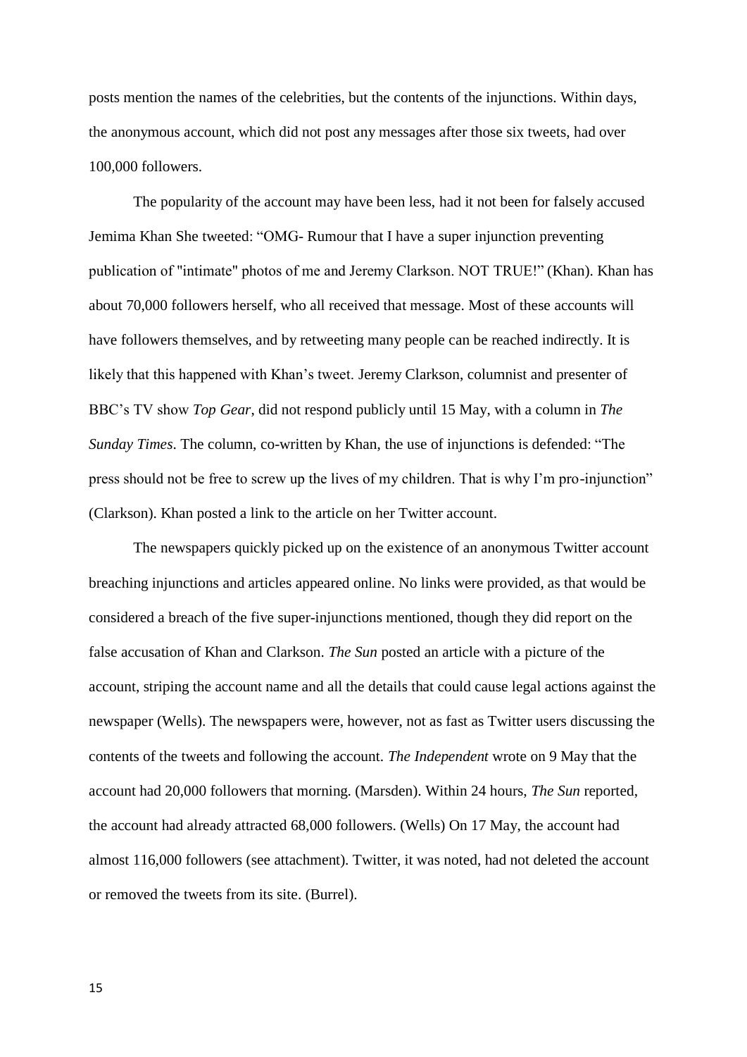posts mention the names of the celebrities, but the contents of the injunctions. Within days, the anonymous account, which did not post any messages after those six tweets, had over 100,000 followers.

The popularity of the account may have been less, had it not been for falsely accused Jemima Khan She tweeted: "OMG- Rumour that I have a super injunction preventing publication of "intimate" photos of me and Jeremy Clarkson. NOT TRUE!" (Khan). Khan has about 70,000 followers herself, who all received that message. Most of these accounts will have followers themselves, and by retweeting many people can be reached indirectly. It is likely that this happened with Khan's tweet. Jeremy Clarkson, columnist and presenter of BBC's TV show *Top Gear*, did not respond publicly until 15 May, with a column in *The Sunday Times*. The column, co-written by Khan, the use of injunctions is defended: "The press should not be free to screw up the lives of my children. That is why I'm pro-injunction" (Clarkson). Khan posted a link to the article on her Twitter account.

The newspapers quickly picked up on the existence of an anonymous Twitter account breaching injunctions and articles appeared online. No links were provided, as that would be considered a breach of the five super-injunctions mentioned, though they did report on the false accusation of Khan and Clarkson. *The Sun* posted an article with a picture of the account, striping the account name and all the details that could cause legal actions against the newspaper (Wells). The newspapers were, however, not as fast as Twitter users discussing the contents of the tweets and following the account. *The Independent* wrote on 9 May that the account had 20,000 followers that morning. (Marsden). Within 24 hours, *The Sun* reported, the account had already attracted 68,000 followers. (Wells) On 17 May, the account had almost 116,000 followers (see attachment). Twitter, it was noted, had not deleted the account or removed the tweets from its site. (Burrel).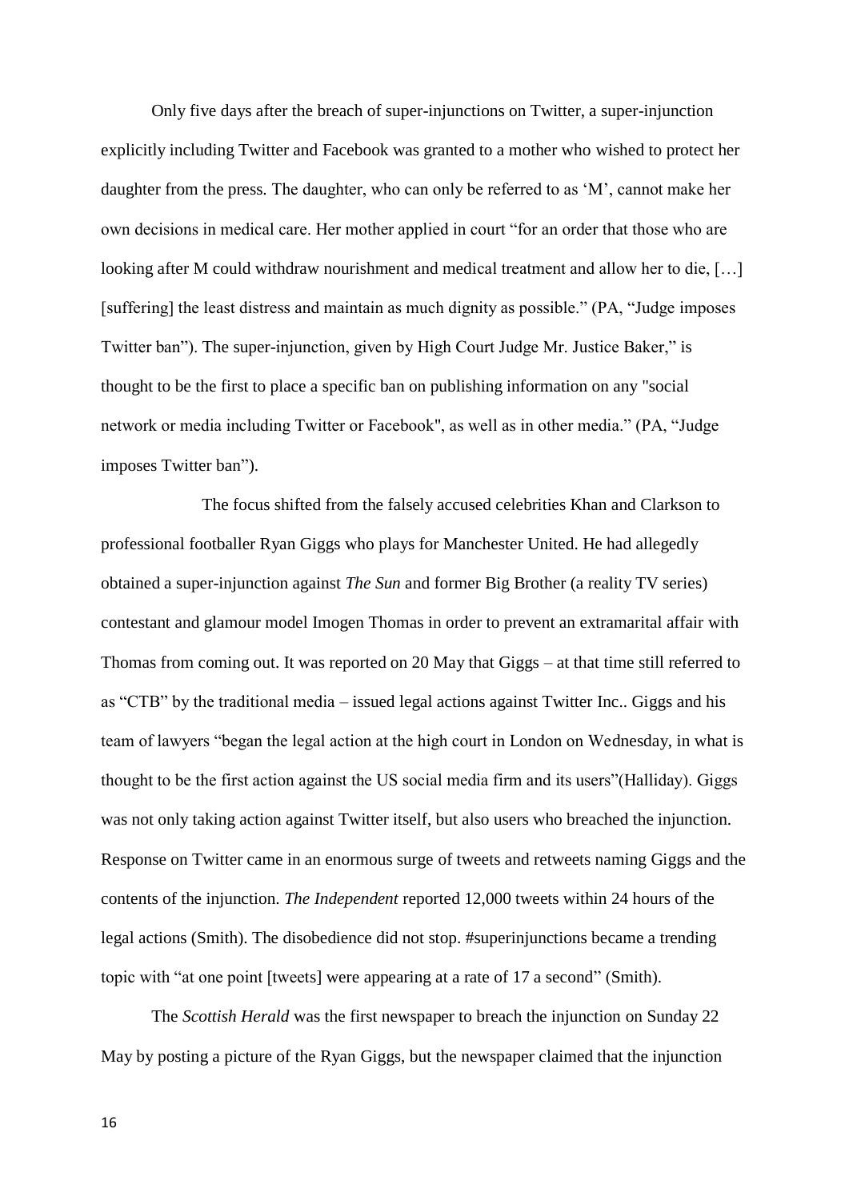Only five days after the breach of super-injunctions on Twitter, a super-injunction explicitly including Twitter and Facebook was granted to a mother who wished to protect her daughter from the press. The daughter, who can only be referred to as 'M', cannot make her own decisions in medical care. Her mother applied in court "for an order that those who are looking after M could withdraw nourishment and medical treatment and allow her to die, […] [suffering] the least distress and maintain as much dignity as possible." (PA, "Judge imposes Twitter ban"). The super-injunction, given by High Court Judge Mr. Justice Baker," is thought to be the first to place a specific ban on publishing information on any "social network or media including Twitter or Facebook", as well as in other media." (PA, "Judge imposes Twitter ban").

The focus shifted from the falsely accused celebrities Khan and Clarkson to professional footballer Ryan Giggs who plays for Manchester United. He had allegedly obtained a super-injunction against *The Sun* and former Big Brother (a reality TV series) contestant and glamour model Imogen Thomas in order to prevent an extramarital affair with Thomas from coming out. It was reported on 20 May that Giggs – at that time still referred to as "CTB" by the traditional media – issued legal actions against Twitter Inc.. Giggs and his team of lawyers "began the legal action at the high court in London on Wednesday, in what is thought to be the first action against the US social media firm and its users"(Halliday). Giggs was not only taking action against Twitter itself, but also users who breached the injunction. Response on Twitter came in an enormous surge of tweets and retweets naming Giggs and the contents of the injunction. *The Independent* reported 12,000 tweets within 24 hours of the legal actions (Smith). The disobedience did not stop. #superinjunctions became a trending topic with "at one point [tweets] were appearing at a rate of 17 a second" (Smith).

The *Scottish Herald* was the first newspaper to breach the injunction on Sunday 22 May by posting a picture of the Ryan Giggs, but the newspaper claimed that the injunction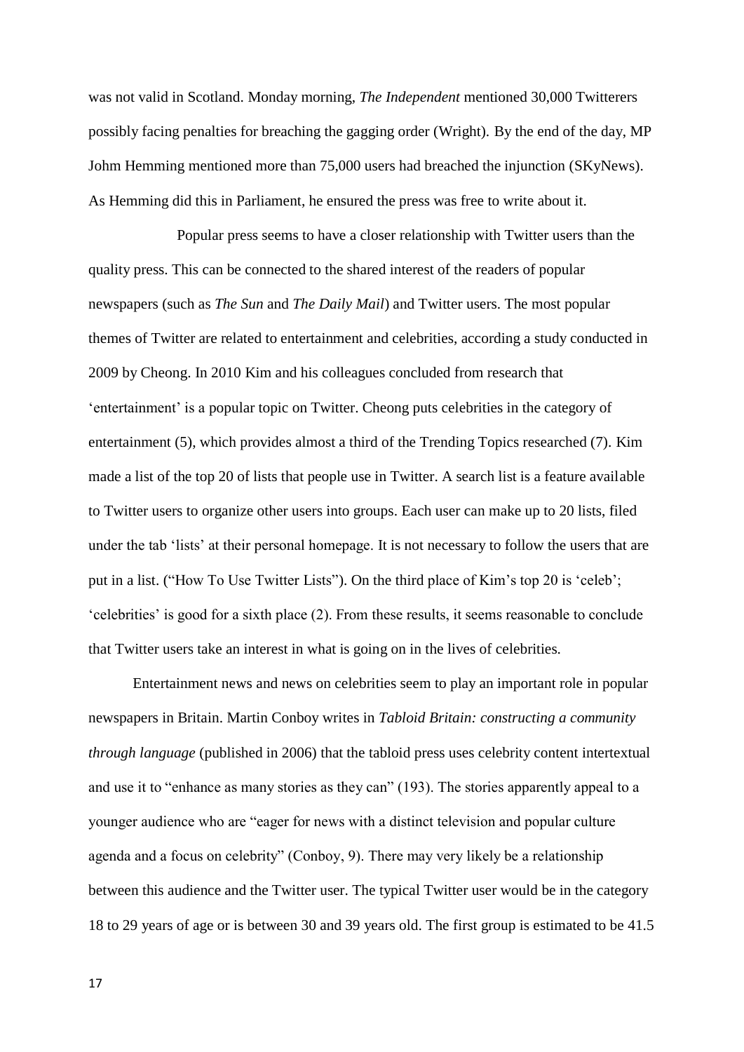was not valid in Scotland. Monday morning, *The Independent* mentioned 30,000 Twitterers possibly facing penalties for breaching the gagging order (Wright). By the end of the day, MP Johm Hemming mentioned more than 75,000 users had breached the injunction (SKyNews). As Hemming did this in Parliament, he ensured the press was free to write about it.

Popular press seems to have a closer relationship with Twitter users than the quality press. This can be connected to the shared interest of the readers of popular newspapers (such as *The Sun* and *The Daily Mail*) and Twitter users. The most popular themes of Twitter are related to entertainment and celebrities, according a study conducted in 2009 by Cheong. In 2010 Kim and his colleagues concluded from research that 'entertainment' is a popular topic on Twitter. Cheong puts celebrities in the category of entertainment (5), which provides almost a third of the Trending Topics researched (7). Kim made a list of the top 20 of lists that people use in Twitter. A search list is a feature available to Twitter users to organize other users into groups. Each user can make up to 20 lists, filed under the tab 'lists' at their personal homepage. It is not necessary to follow the users that are put in a list. ("How To Use Twitter Lists"). On the third place of Kim's top 20 is 'celeb'; 'celebrities' is good for a sixth place (2). From these results, it seems reasonable to conclude that Twitter users take an interest in what is going on in the lives of celebrities.

Entertainment news and news on celebrities seem to play an important role in popular newspapers in Britain. Martin Conboy writes in *Tabloid Britain: constructing a community through language* (published in 2006) that the tabloid press uses celebrity content intertextual and use it to "enhance as many stories as they can" (193). The stories apparently appeal to a younger audience who are "eager for news with a distinct television and popular culture agenda and a focus on celebrity" (Conboy, 9). There may very likely be a relationship between this audience and the Twitter user. The typical Twitter user would be in the category 18 to 29 years of age or is between 30 and 39 years old. The first group is estimated to be 41.5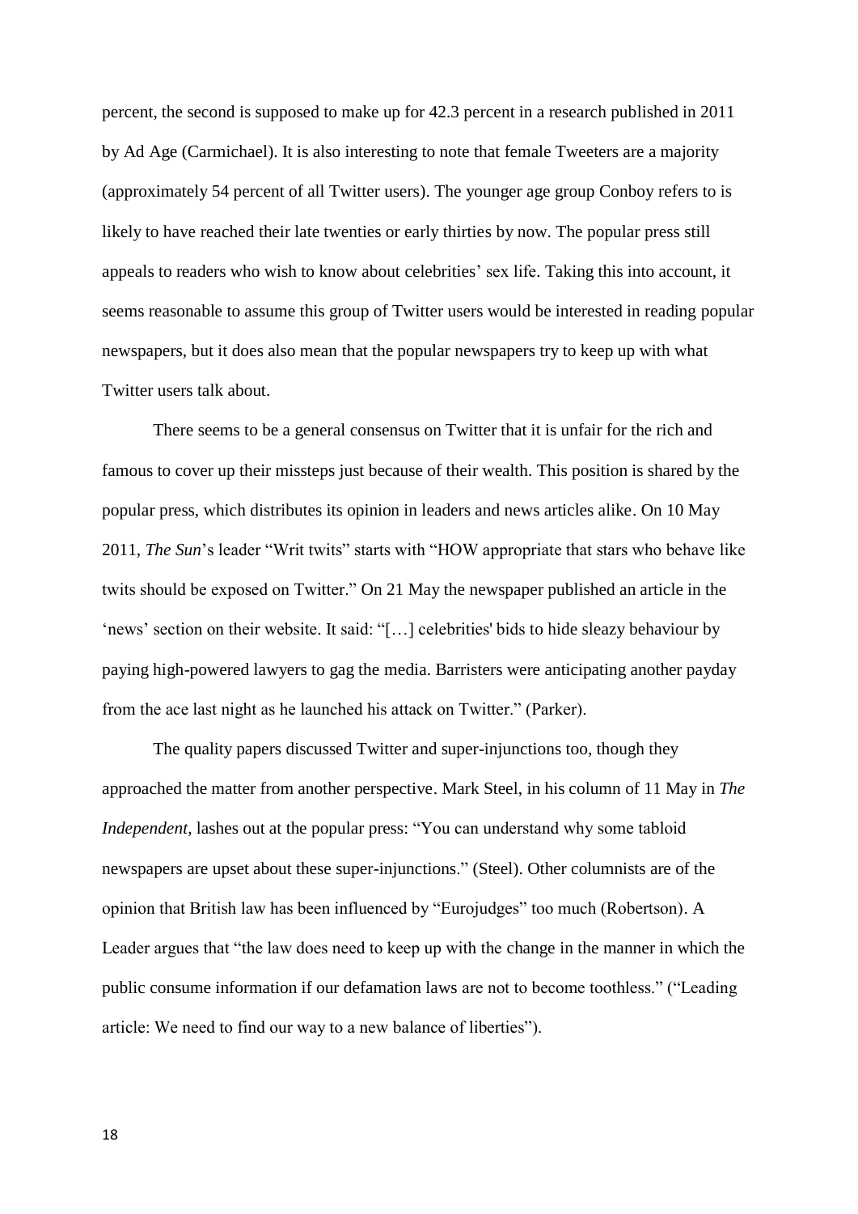percent, the second is supposed to make up for 42.3 percent in a research published in 2011 by Ad Age (Carmichael). It is also interesting to note that female Tweeters are a majority (approximately 54 percent of all Twitter users). The younger age group Conboy refers to is likely to have reached their late twenties or early thirties by now. The popular press still appeals to readers who wish to know about celebrities' sex life. Taking this into account, it seems reasonable to assume this group of Twitter users would be interested in reading popular newspapers, but it does also mean that the popular newspapers try to keep up with what Twitter users talk about.

There seems to be a general consensus on Twitter that it is unfair for the rich and famous to cover up their missteps just because of their wealth. This position is shared by the popular press, which distributes its opinion in leaders and news articles alike. On 10 May 2011, *The Sun*'s leader "Writ twits" starts with "HOW appropriate that stars who behave like twits should be exposed on Twitter." On 21 May the newspaper published an article in the 'news' section on their website. It said: "[…] celebrities' bids to hide sleazy behaviour by paying high-powered lawyers to gag the media. Barristers were anticipating another payday from the ace last night as he launched his attack on Twitter." (Parker).

The quality papers discussed Twitter and super-injunctions too, though they approached the matter from another perspective. Mark Steel, in his column of 11 May in *The Independent*, lashes out at the popular press: "You can understand why some tabloid newspapers are upset about these super-injunctions." (Steel). Other columnists are of the opinion that British law has been influenced by "Eurojudges" too much (Robertson). A Leader argues that "the law does need to keep up with the change in the manner in which the public consume information if our defamation laws are not to become toothless." ("Leading article: We need to find our way to a new balance of liberties").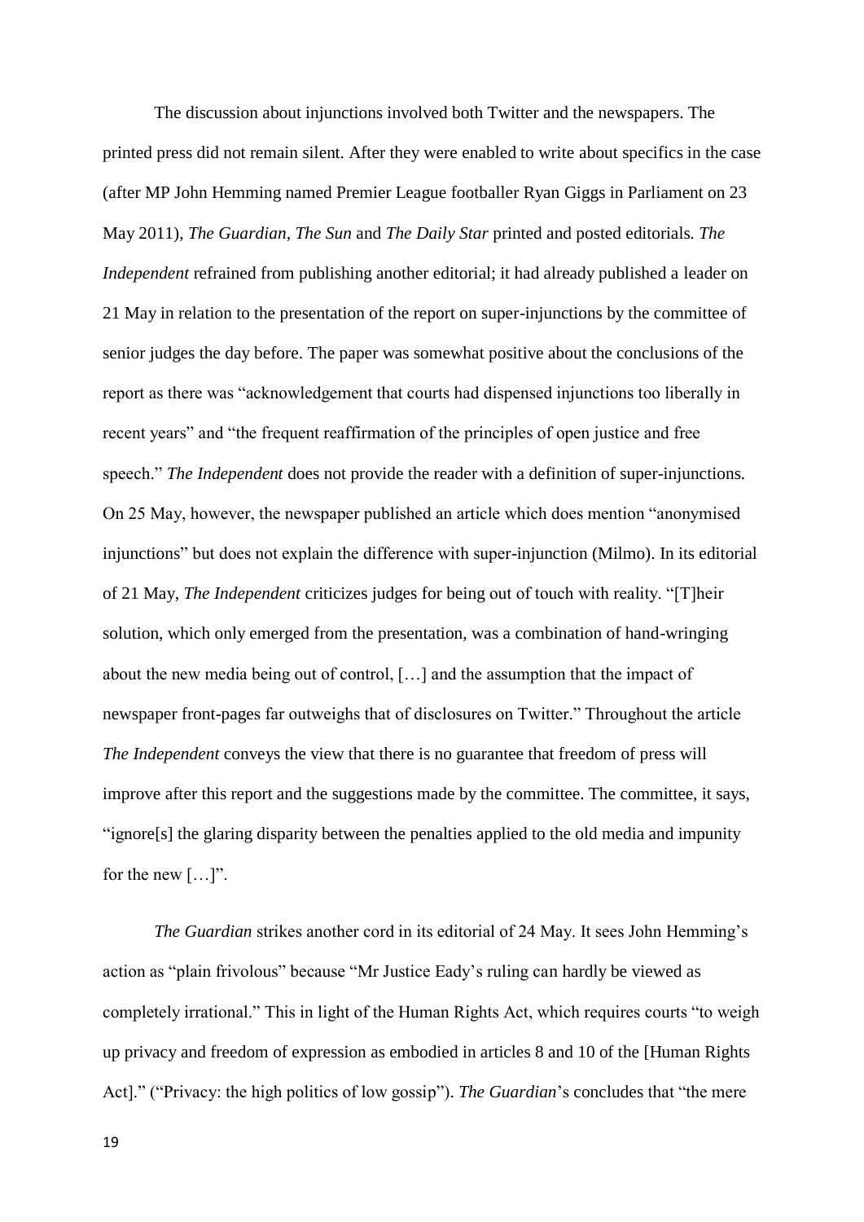The discussion about injunctions involved both Twitter and the newspapers. The printed press did not remain silent. After they were enabled to write about specifics in the case (after MP John Hemming named Premier League footballer Ryan Giggs in Parliament on 23 May 2011), *The Guardian*, *The Sun* and *The Daily Star* printed and posted editorials*. The Independent* refrained from publishing another editorial; it had already published a leader on 21 May in relation to the presentation of the report on super-injunctions by the committee of senior judges the day before. The paper was somewhat positive about the conclusions of the report as there was "acknowledgement that courts had dispensed injunctions too liberally in recent years" and "the frequent reaffirmation of the principles of open justice and free speech." *The Independent* does not provide the reader with a definition of super-injunctions. On 25 May, however, the newspaper published an article which does mention "anonymised injunctions" but does not explain the difference with super-injunction (Milmo). In its editorial of 21 May, *The Independent* criticizes judges for being out of touch with reality. "[T]heir solution, which only emerged from the presentation, was a combination of hand-wringing about the new media being out of control, […] and the assumption that the impact of newspaper front-pages far outweighs that of disclosures on Twitter." Throughout the article *The Independent* conveys the view that there is no guarantee that freedom of press will improve after this report and the suggestions made by the committee. The committee, it says, "ignore[s] the glaring disparity between the penalties applied to the old media and impunity for the new […]".

*The Guardian* strikes another cord in its editorial of 24 May. It sees John Hemming's action as "plain frivolous" because "Mr Justice Eady's ruling can hardly be viewed as completely irrational." This in light of the Human Rights Act, which requires courts "to weigh up privacy and freedom of expression as embodied in articles 8 and 10 of the [Human Rights Act]." ("Privacy: the high politics of low gossip"). *The Guardian*'s concludes that "the mere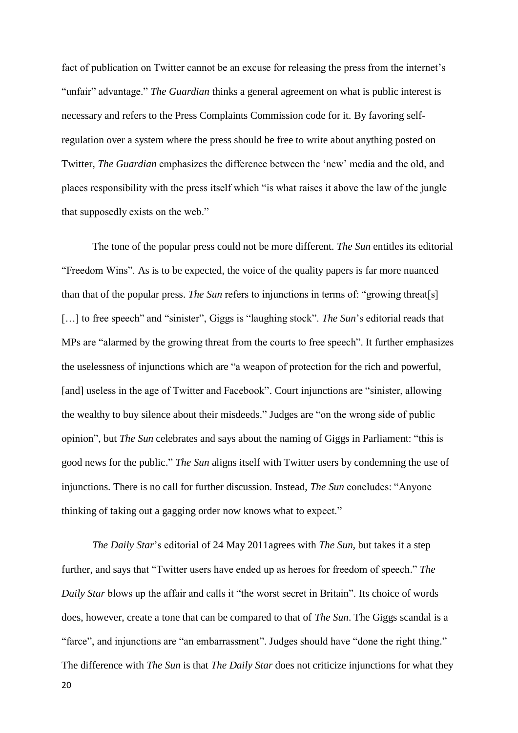fact of publication on Twitter cannot be an excuse for releasing the press from the internet's "unfair" advantage." *The Guardian* thinks a general agreement on what is public interest is necessary and refers to the Press Complaints Commission code for it. By favoring self-regulation over a system where the press should be free to write about anything posted on Twitter, *The Guardian* emphasizes the difference between the 'new' media and the old, and places responsibility with the press itself which "is what raises it above the law of the jungle that supposedly exists on the web."

The tone of the popular press could not be more different. *The Sun* entitles its editorial "Freedom Wins". As is to be expected, the voice of the quality papers is far more nuanced than that of the popular press. *The Sun* refers to injunctions in terms of: "growing threat[s] […] to free speech" and "sinister", Giggs is "laughing stock". *The Sun*'s editorial reads that MPs are "alarmed by the growing threat from the courts to free speech". It further emphasizes the uselessness of injunctions which are "a weapon of protection for the rich and powerful, [and] useless in the age of Twitter and Facebook". Court injunctions are "sinister, allowing the wealthy to buy silence about their misdeeds." Judges are "on the wrong side of public opinion", but *The Sun* celebrates and says about the naming of Giggs in Parliament: "this is good news for the public." *The Sun* aligns itself with Twitter users by condemning the use of injunctions. There is no call for further discussion. Instead, *The Sun* concludes: "Anyone thinking of taking out a gagging order now knows what to expect."

*The Daily Star*'s editorial of 24 May 2011agrees with *The Sun*, but takes it a step further, and says that "Twitter users have ended up as heroes for freedom of speech." *The Daily Star* blows up the affair and calls it "the worst secret in Britain". Its choice of words does, however, create a tone that can be compared to that of *The Sun*. The Giggs scandal is a "farce", and injunctions are "an embarrassment". Judges should have "done the right thing." The difference with *The Sun* is that *The Daily Star* does not criticize injunctions for what they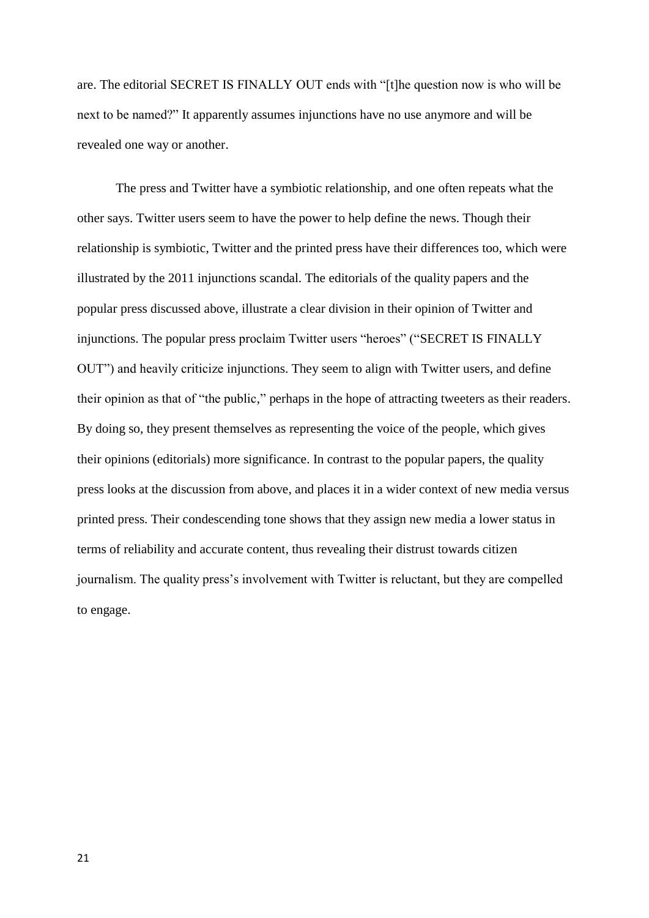are. The editorial SECRET IS FINALLY OUT ends with "[t]he question now is who will be next to be named?" It apparently assumes injunctions have no use anymore and will be revealed one way or another.

The press and Twitter have a symbiotic relationship, and one often repeats what the other says. Twitter users seem to have the power to help define the news. Though their relationship is symbiotic, Twitter and the printed press have their differences too, which were illustrated by the 2011 injunctions scandal. The editorials of the quality papers and the popular press discussed above, illustrate a clear division in their opinion of Twitter and injunctions. The popular press proclaim Twitter users "heroes" ("SECRET IS FINALLY OUT") and heavily criticize injunctions. They seem to align with Twitter users, and define their opinion as that of "the public," perhaps in the hope of attracting tweeters as their readers. By doing so, they present themselves as representing the voice of the people, which gives their opinions (editorials) more significance. In contrast to the popular papers, the quality press looks at the discussion from above, and places it in a wider context of new media versus printed press. Their condescending tone shows that they assign new media a lower status in terms of reliability and accurate content, thus revealing their distrust towards citizen journalism. The quality press's involvement with Twitter is reluctant, but they are compelled to engage.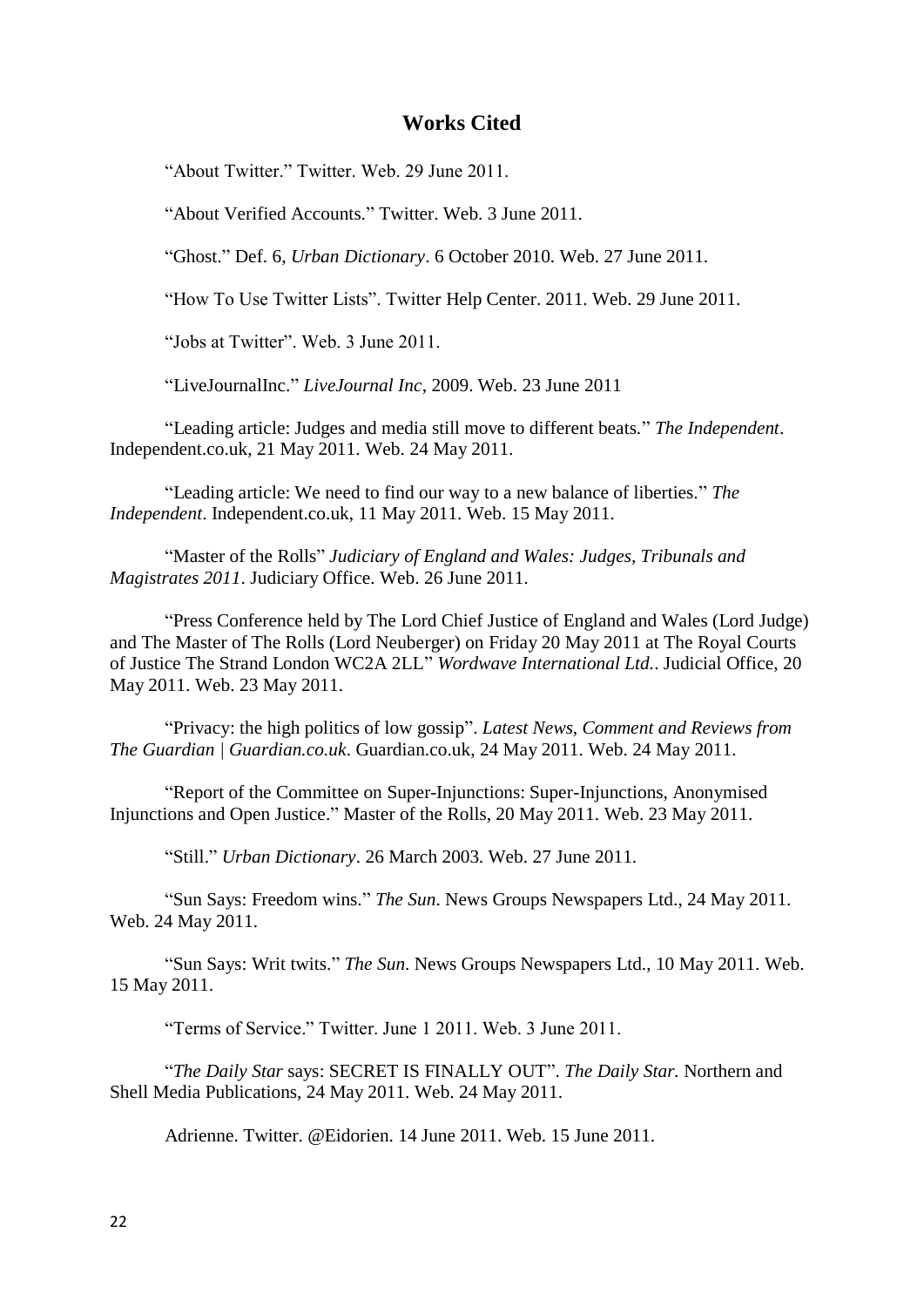## Works Cited

"About Twitter." Twitter. Web. 29 June 2011.

"About Verified Accounts." Twitter. Web. 3 June 2011.

"Ghost." Def. 6, *Urban Dictionary*. 6 October 2010. Web. 27 June 2011.

"How To Use Twitter Lists". Twitter Help Center. 2011. Web. 29 June 2011.

"Jobs at Twitter". Web. 3 June 2011.

"LiveJournalInc." *LiveJournal Inc*, 2009. Web. 23 June 2011

"Leading article: Judges and media still move to different beats." *The Independent*. Independent.co.uk, 21 May 2011. Web. 24 May 2011.

"Leading article: We need to find our way to a new balance of liberties." *The Independent*. Independent.co.uk, 11 May 2011. Web. 15 May 2011.

"Master of the Rolls" *Judiciary of England and Wales: Judges, Tribunals and Magistrates 2011*. Judiciary Office. Web. 26 June 2011.

"Press Conference held by The Lord Chief Justice of England and Wales (Lord Judge) and The Master of The Rolls (Lord Neuberger) on Friday 20 May 2011 at The Royal Courts of Justice The Strand London WC2A 2LL" *Wordwave International Ltd.*. Judicial Office, 20 May 2011. Web. 23 May 2011.

"Privacy: the high politics of low gossip". *Latest News, Comment and Reviews from The Guardian | Guardian.co.uk*. Guardian.co.uk, 24 May 2011. Web. 24 May 2011.

"Report of the Committee on Super-Injunctions: Super-Injunctions, Anonymised Injunctions and Open Justice." Master of the Rolls, 20 May 2011. Web. 23 May 2011.

"Still." *Urban Dictionary*. 26 March 2003. Web. 27 June 2011.

"Sun Says: Freedom wins." *The Sun*. News Groups Newspapers Ltd., 24 May 2011. Web. 24 May 2011.

"Sun Says: Writ twits." *The Sun*. News Groups Newspapers Ltd., 10 May 2011. Web. 15 May 2011.

"Terms of Service." Twitter. June 1 2011. Web. 3 June 2011.

"*The Daily Star* says: SECRET IS FINALLY OUT". *The Daily Star.* Northern and Shell Media Publications, 24 May 2011. Web. 24 May 2011.

Adrienne. Twitter. @Eidorien. 14 June 2011. Web. 15 June 2011.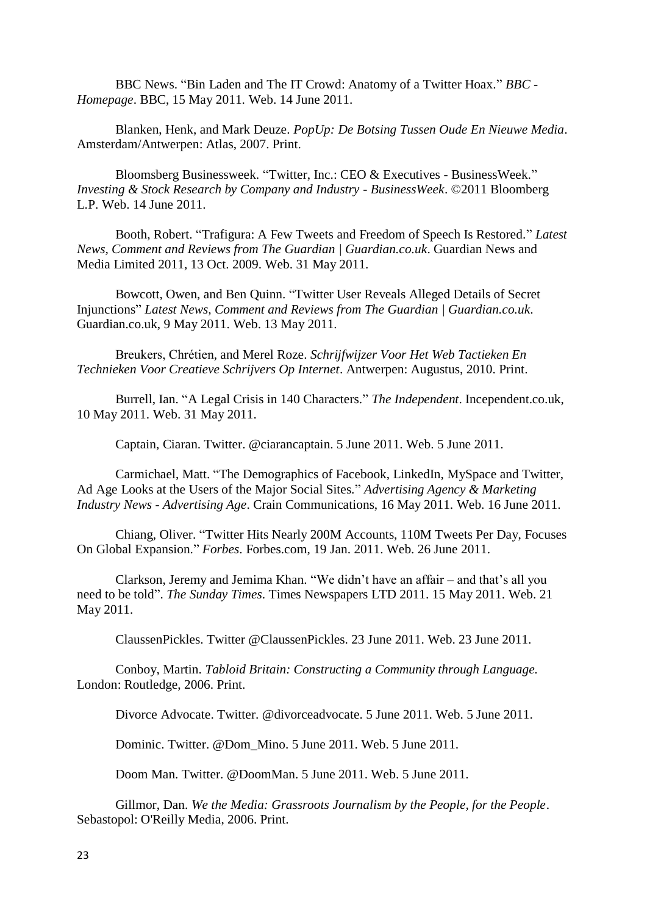BBC News. “Bin Laden and The IT Crowd: Anatomy of a Twitter Hoax.” *BBC - Homepage*. BBC, 15 May 2011. Web. 14 June 2011.

Blanken, Henk, and Mark Deuze. *PopUp: De Botsing Tussen Oude En Nieuwe Media*. Amsterdam/Antwerpen: Atlas, 2007. Print.

Bloomsberg Businessweek. “Twitter, Inc.: CEO & Executives - BusinessWeek.” *Investing & Stock Research by Company and Industry - BusinessWeek*. ©2011 Bloomberg L.P. Web. 14 June 2011.

Booth, Robert. “Trafigura: A Few Tweets and Freedom of Speech Is Restored.” *Latest News, Comment and Reviews from The Guardian | Guardian.co.uk*. Guardian News and Media Limited 2011, 13 Oct. 2009. Web. 31 May 2011.

Bowcott, Owen, and Ben Quinn. “Twitter User Reveals Alleged Details of Secret Injunctions” *Latest News, Comment and Reviews from The Guardian | Guardian.co.uk*. Guardian.co.uk, 9 May 2011. Web. 13 May 2011.

Breukers, Chrétien, and Merel Roze. *Schrijfwijzer Voor Het Web Tactieken En Technieken Voor Creatieve Schrijvers Op Internet*. Antwerpen: Augustus, 2010. Print.

Burrell, Ian. “A Legal Crisis in 140 Characters.” *The Independent*. Incependent.co.uk, 10 May 2011. Web. 31 May 2011.

Captain, Ciaran. Twitter. @ciarancaptain. 5 June 2011. Web. 5 June 2011.

Carmichael, Matt. “The Demographics of Facebook, LinkedIn, MySpace and Twitter, Ad Age Looks at the Users of the Major Social Sites.” *Advertising Agency & Marketing Industry News - Advertising Age*. Crain Communications, 16 May 2011. Web. 16 June 2011.

Chiang, Oliver. “Twitter Hits Nearly 200M Accounts, 110M Tweets Per Day, Focuses On Global Expansion.” *Forbes*. Forbes.com, 19 Jan. 2011. Web. 26 June 2011.

Clarkson, Jeremy and Jemima Khan. “We didn’t have an affair – and that’s all you need to be told”. *The Sunday Times*. Times Newspapers LTD 2011. 15 May 2011. Web. 21 May 2011.

ClaussenPickles. Twitter @ClaussenPickles. 23 June 2011. Web. 23 June 2011.

Conboy, Martin. *Tabloid Britain: Constructing a Community through Language.* London: Routledge, 2006. Print.

Divorce Advocate. Twitter. @divorceadvocate. 5 June 2011. Web. 5 June 2011.

Dominic. Twitter. @Dom_Mino. 5 June 2011. Web. 5 June 2011.

Doom Man. Twitter. @DoomMan. 5 June 2011. Web. 5 June 2011.

Gillmor, Dan. *We the Media: Grassroots Journalism by the People, for the People*. Sebastopol: O'Reilly Media, 2006. Print.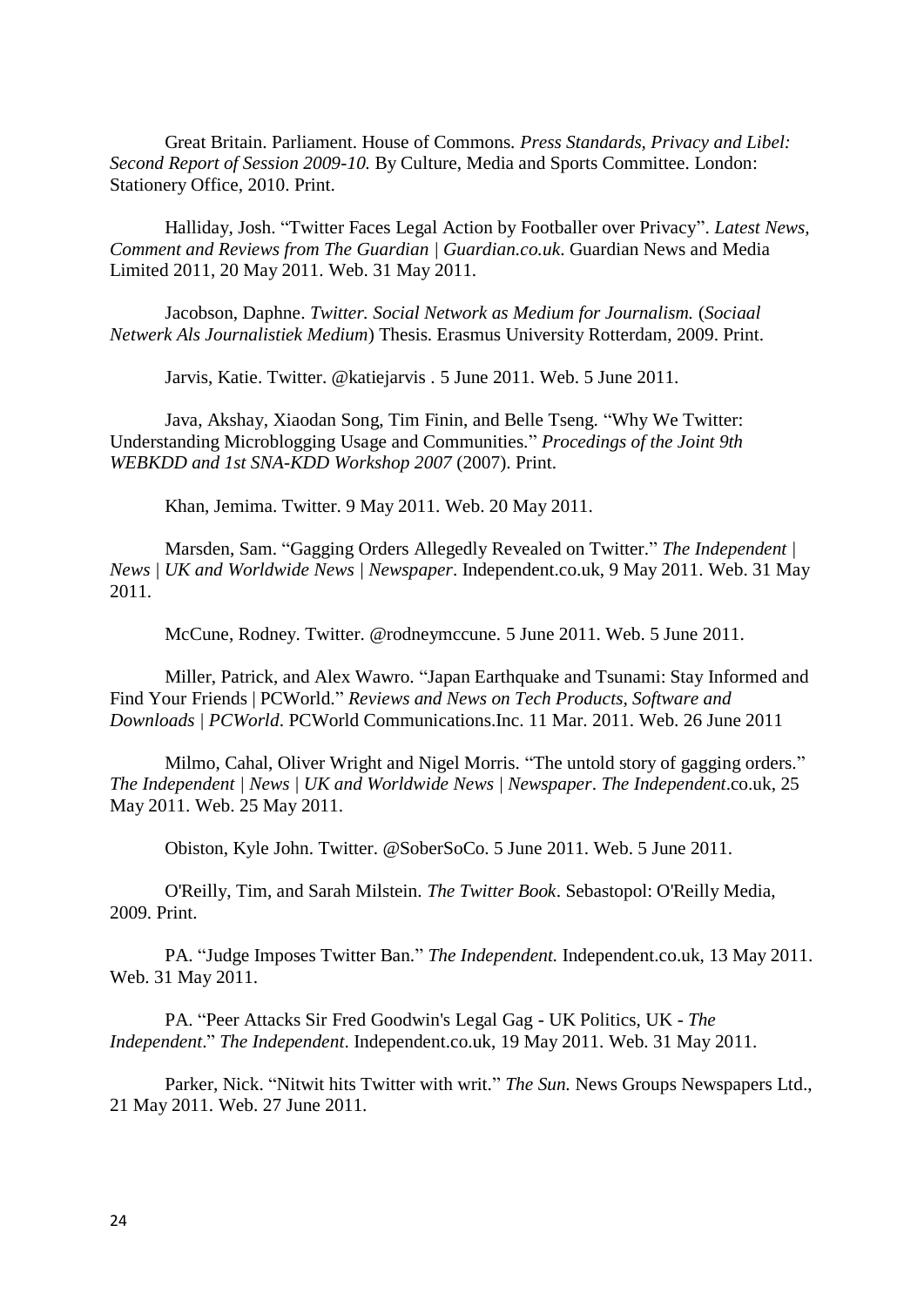Great Britain. Parliament. House of Commons. *Press Standards, Privacy and Libel: Second Report of Session 2009-10.* By Culture, Media and Sports Committee. London: Stationery Office, 2010. Print.

Halliday, Josh. "Twitter Faces Legal Action by Footballer over Privacy". *Latest News, Comment and Reviews from The Guardian | Guardian.co.uk*. Guardian News and Media Limited 2011, 20 May 2011. Web. 31 May 2011.

Jacobson, Daphne. *Twitter. Social Network as Medium for Journalism.* (*Sociaal Netwerk Als Journalistiek Medium*) Thesis. Erasmus University Rotterdam, 2009. Print.

Jarvis, Katie. Twitter. @katiejarvis . 5 June 2011. Web. 5 June 2011.

Java, Akshay, Xiaodan Song, Tim Finin, and Belle Tseng. "Why We Twitter: Understanding Microblogging Usage and Communities." *Procedings of the Joint 9th WEBKDD and 1st SNA-KDD Workshop 2007* (2007). Print.

Khan, Jemima. Twitter. 9 May 2011. Web. 20 May 2011.

Marsden, Sam. "Gagging Orders Allegedly Revealed on Twitter." *The Independent | News | UK and Worldwide News | Newspaper*. Independent.co.uk, 9 May 2011. Web. 31 May 2011.

McCune, Rodney. Twitter. @rodneymccune. 5 June 2011. Web. 5 June 2011.

Miller, Patrick, and Alex Wawro. "Japan Earthquake and Tsunami: Stay Informed and Find Your Friends | PCWorld." *Reviews and News on Tech Products, Software and Downloads | PCWorld*. PCWorld Communications.Inc. 11 Mar. 2011. Web. 26 June 2011

Milmo, Cahal, Oliver Wright and Nigel Morris. "The untold story of gagging orders." *The Independent | News | UK and Worldwide News | Newspaper*. *The Independent*.co.uk, 25 May 2011. Web. 25 May 2011.

Obiston, Kyle John. Twitter. @SoberSoCo. 5 June 2011. Web. 5 June 2011.

O'Reilly, Tim, and Sarah Milstein. *The Twitter Book*. Sebastopol: O'Reilly Media, 2009. Print.

PA. "Judge Imposes Twitter Ban." *The Independent.* Independent.co.uk, 13 May 2011. Web. 31 May 2011.

PA. "Peer Attacks Sir Fred Goodwin's Legal Gag - UK Politics, UK - *The Independent*." *The Independent*. Independent.co.uk, 19 May 2011. Web. 31 May 2011.

Parker, Nick. "Nitwit hits Twitter with writ." *The Sun.* News Groups Newspapers Ltd., 21 May 2011. Web. 27 June 2011.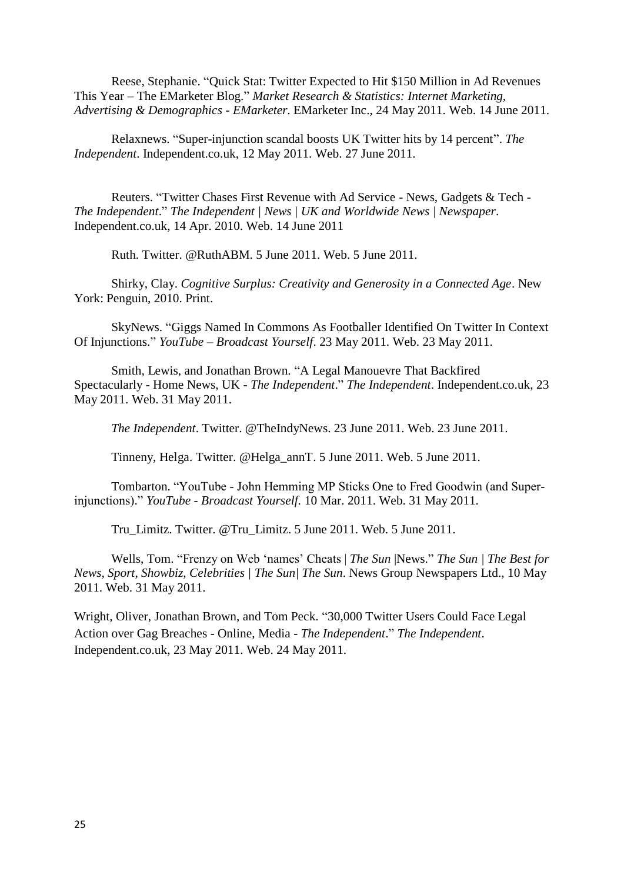Reese, Stephanie. "Quick Stat: Twitter Expected to Hit $150 Million in Ad Revenues This Year – The EMarketer Blog." *Market Research & Statistics: Internet Marketing, Advertising & Demographics - EMarketer*. EMarketer Inc., 24 May 2011. Web. 14 June 2011.

Relaxnews. "Super-injunction scandal boosts UK Twitter hits by 14 percent". *The Independent*. Independent.co.uk, 12 May 2011. Web. 27 June 2011.

Reuters. "Twitter Chases First Revenue with Ad Service - News, Gadgets & Tech - *The Independent*." *The Independent | News | UK and Worldwide News | Newspaper*. Independent.co.uk, 14 Apr. 2010. Web. 14 June 2011

Ruth. Twitter. @RuthABM. 5 June 2011. Web. 5 June 2011.

Shirky, Clay. *Cognitive Surplus: Creativity and Generosity in a Connected Age*. New York: Penguin, 2010. Print.

SkyNews. "Giggs Named In Commons As Footballer Identified On Twitter In Context Of Injunctions." *YouTube – Broadcast Yourself*. 23 May 2011. Web. 23 May 2011.

Smith, Lewis, and Jonathan Brown. "A Legal Manouevre That Backfired Spectacularly - Home News, UK - *The Independent*." *The Independent*. Independent.co.uk, 23 May 2011. Web. 31 May 2011.

*The Independent*. Twitter. @TheIndyNews. 23 June 2011. Web. 23 June 2011.

Tinneny, Helga. Twitter. @Helga_annT. 5 June 2011. Web. 5 June 2011.

Tombarton. "YouTube - John Hemming MP Sticks One to Fred Goodwin (and Super-injunctions)." *YouTube - Broadcast Yourself.* 10 Mar. 2011. Web. 31 May 2011.

Tru_Limitz. Twitter. @Tru_Limitz. 5 June 2011. Web. 5 June 2011.

Wells, Tom. "Frenzy on Web 'names' Cheats | *The Sun* |News." *The Sun | The Best for News, Sport, Showbiz, Celebrities | The Sun| The Sun*. News Group Newspapers Ltd., 10 May 2011. Web. 31 May 2011.

Wright, Oliver, Jonathan Brown, and Tom Peck. "30,000 Twitter Users Could Face Legal Action over Gag Breaches - Online, Media - *The Independent*." *The Independent*. Independent.co.uk, 23 May 2011. Web. 24 May 2011.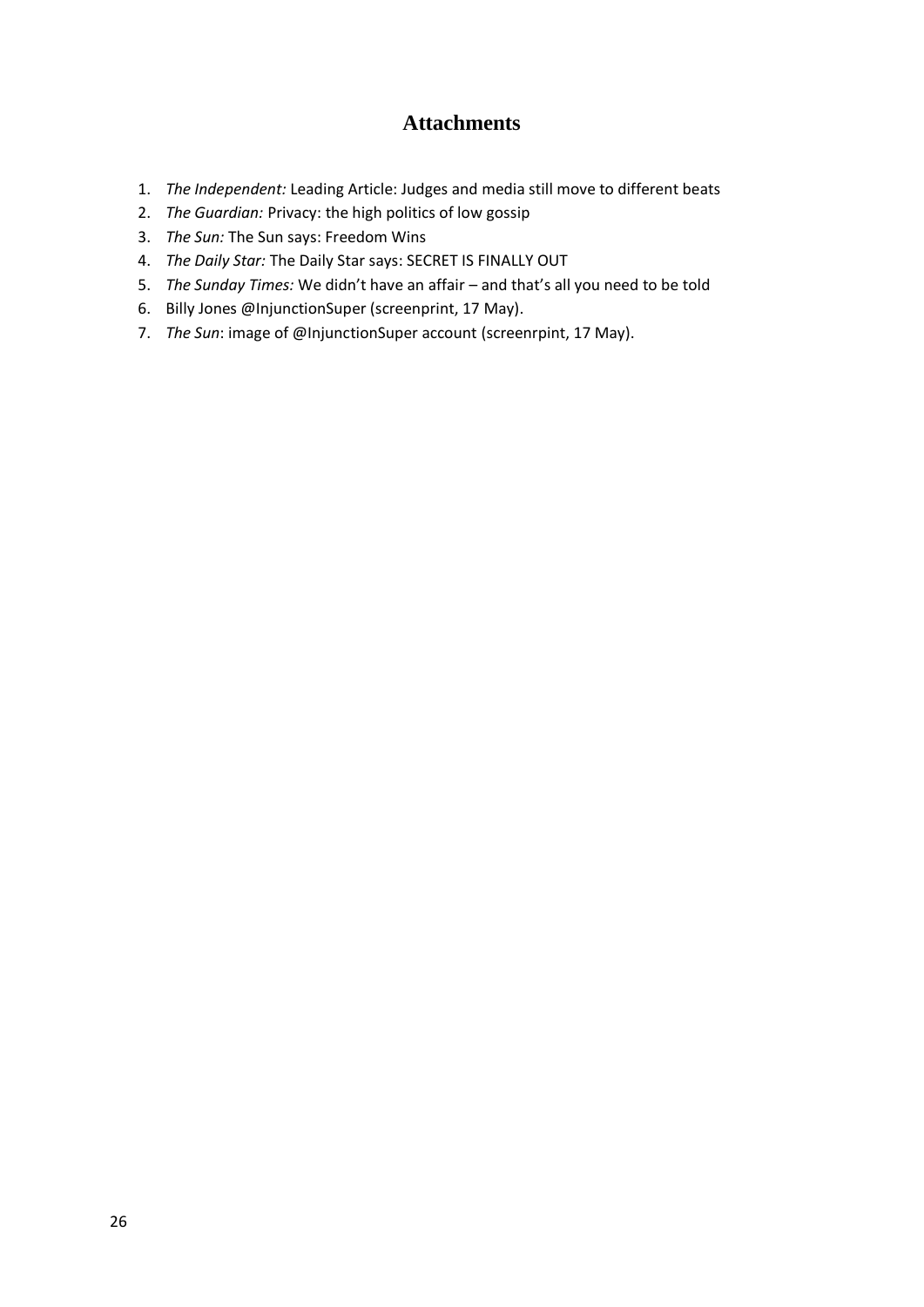# Attachments

1. *The Independent:* Leading Article: Judges and media still move to different beats
2. *The Guardian:* Privacy: the high politics of low gossip
3. *The Sun:* The Sun says: Freedom Wins
4. *The Daily Star:* The Daily Star says: SECRET IS FINALLY OUT
5. *The Sunday Times:* We didn't have an affair – and that's all you need to be told
6. Billy Jones @InjunctionSuper (screenprint, 17 May).
7. *The Sun*: image of @InjunctionSuper account (screenrpint, 17 May).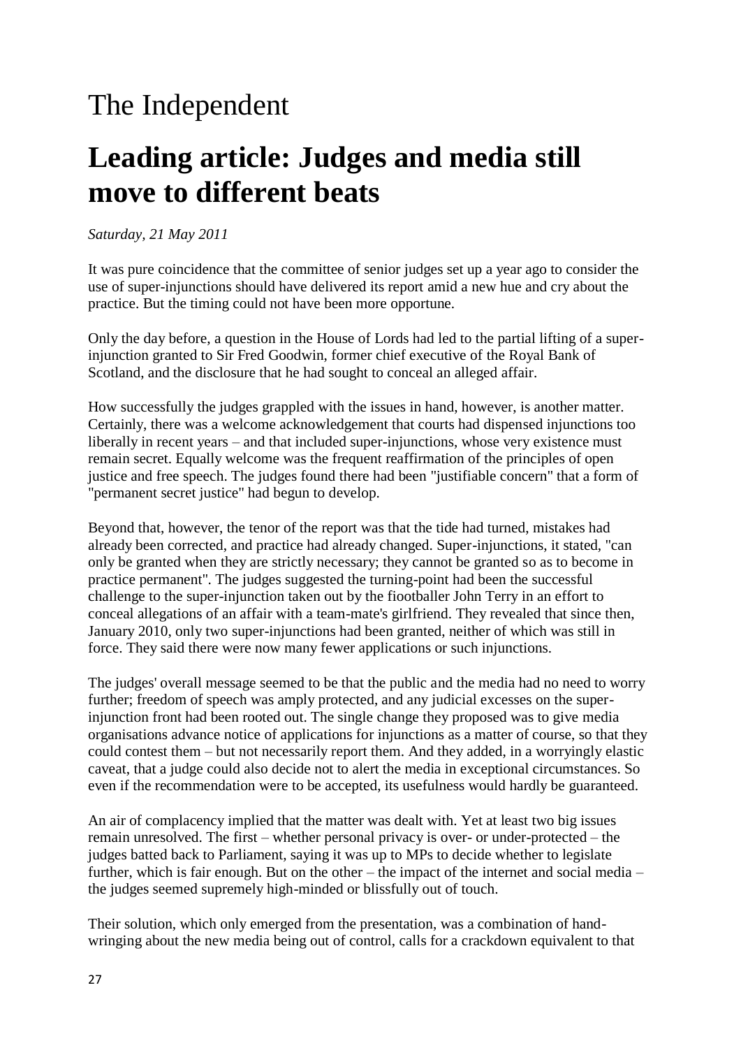# The Independent

# Leading article: Judges and media still move to different beats

*Saturday, 21 May 2011*

It was pure coincidence that the committee of senior judges set up a year ago to consider the use of super-injunctions should have delivered its report amid a new hue and cry about the practice. But the timing could not have been more opportune.

Only the day before, a question in the House of Lords had led to the partial lifting of a super-injunction granted to Sir Fred Goodwin, former chief executive of the Royal Bank of Scotland, and the disclosure that he had sought to conceal an alleged affair.

How successfully the judges grappled with the issues in hand, however, is another matter. Certainly, there was a welcome acknowledgement that courts had dispensed injunctions too liberally in recent years – and that included super-injunctions, whose very existence must remain secret. Equally welcome was the frequent reaffirmation of the principles of open justice and free speech. The judges found there had been "justifiable concern" that a form of "permanent secret justice" had begun to develop.

Beyond that, however, the tenor of the report was that the tide had turned, mistakes had already been corrected, and practice had already changed. Super-injunctions, it stated, "can only be granted when they are strictly necessary; they cannot be granted so as to become in practice permanent". The judges suggested the turning-point had been the successful challenge to the super-injunction taken out by the fiootballer John Terry in an effort to conceal allegations of an affair with a team-mate's girlfriend. They revealed that since then, January 2010, only two super-injunctions had been granted, neither of which was still in force. They said there were now many fewer applications or such injunctions.

The judges' overall message seemed to be that the public and the media had no need to worry further; freedom of speech was amply protected, and any judicial excesses on the super-injunction front had been rooted out. The single change they proposed was to give media organisations advance notice of applications for injunctions as a matter of course, so that they could contest them – but not necessarily report them. And they added, in a worryingly elastic caveat, that a judge could also decide not to alert the media in exceptional circumstances. So even if the recommendation were to be accepted, its usefulness would hardly be guaranteed.

An air of complacency implied that the matter was dealt with. Yet at least two big issues remain unresolved. The first – whether personal privacy is over- or under-protected – the judges batted back to Parliament, saying it was up to MPs to decide whether to legislate further, which is fair enough. But on the other – the impact of the internet and social media – the judges seemed supremely high-minded or blissfully out of touch.

Their solution, which only emerged from the presentation, was a combination of hand-wringing about the new media being out of control, calls for a crackdown equivalent to that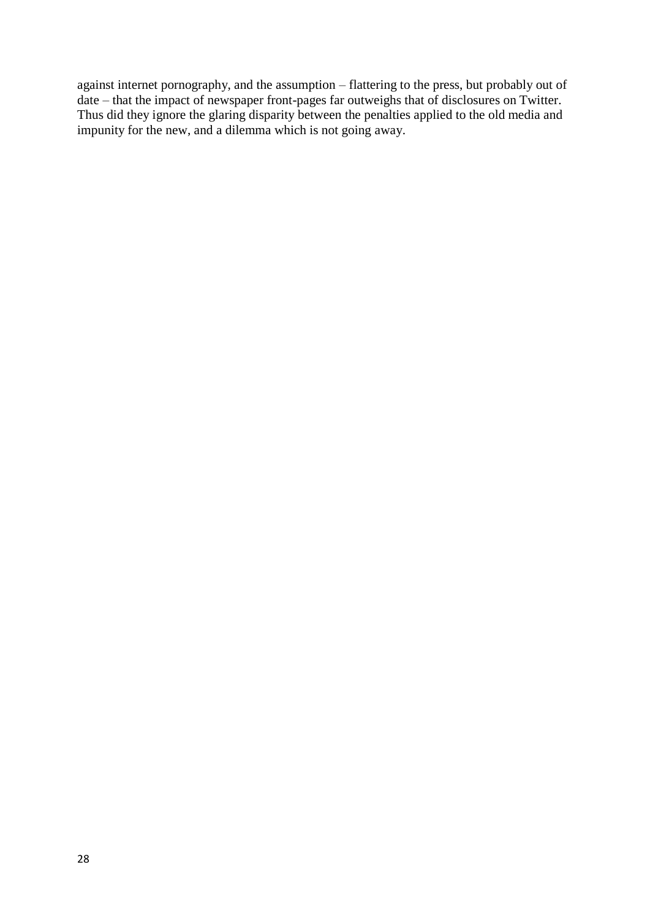against internet pornography, and the assumption – flattering to the press, but probably out of date – that the impact of newspaper front-pages far outweighs that of disclosures on Twitter. Thus did they ignore the glaring disparity between the penalties applied to the old media and impunity for the new, and a dilemma which is not going away.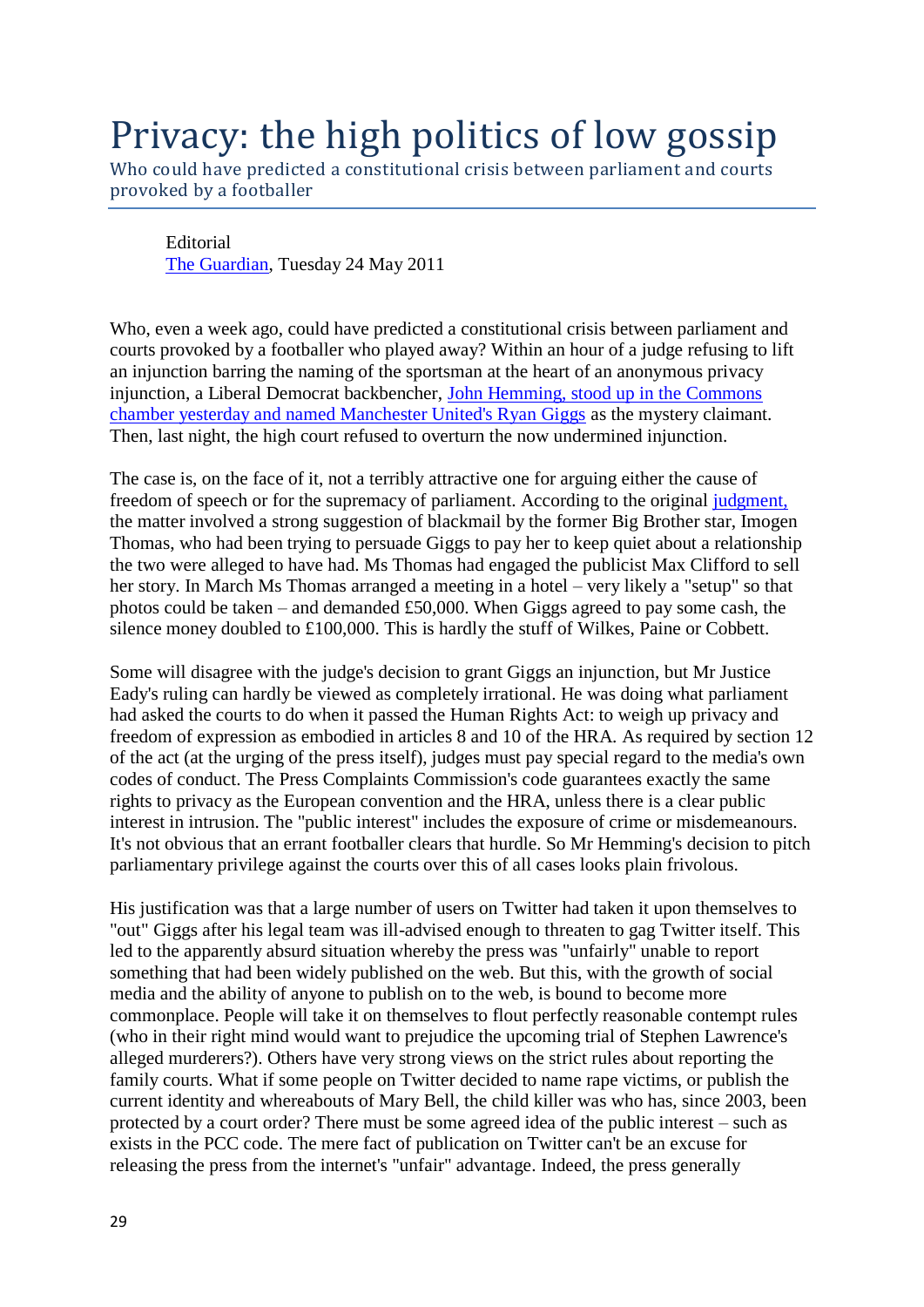# Privacy: the high politics of low gossip

Who could have predicted a constitutional crisis between parliament and courts provoked by a footballer

Editorial
The Guardian, Tuesday 24 May 2011

Who, even a week ago, could have predicted a constitutional crisis between parliament and courts provoked by a footballer who played away? Within an hour of a judge refusing to lift an injunction barring the naming of the sportsman at the heart of an anonymous privacy injunction, a Liberal Democrat backbencher, John Hemming, stood up in the Commons chamber yesterday and named Manchester United's Ryan Giggs as the mystery claimant. Then, last night, the high court refused to overturn the now undermined injunction.

The case is, on the face of it, not a terribly attractive one for arguing either the cause of freedom of speech or for the supremacy of parliament. According to the original judgment, the matter involved a strong suggestion of blackmail by the former Big Brother star, Imogen Thomas, who had been trying to persuade Giggs to pay her to keep quiet about a relationship the two were alleged to have had. Ms Thomas had engaged the publicist Max Clifford to sell her story. In March Ms Thomas arranged a meeting in a hotel – very likely a "setup" so that photos could be taken – and demanded £50,000. When Giggs agreed to pay some cash, the silence money doubled to £100,000. This is hardly the stuff of Wilkes, Paine or Cobbett.

Some will disagree with the judge's decision to grant Giggs an injunction, but Mr Justice Eady's ruling can hardly be viewed as completely irrational. He was doing what parliament had asked the courts to do when it passed the Human Rights Act: to weigh up privacy and freedom of expression as embodied in articles 8 and 10 of the HRA. As required by section 12 of the act (at the urging of the press itself), judges must pay special regard to the media's own codes of conduct. The Press Complaints Commission's code guarantees exactly the same rights to privacy as the European convention and the HRA, unless there is a clear public interest in intrusion. The "public interest" includes the exposure of crime or misdemeanours. It's not obvious that an errant footballer clears that hurdle. So Mr Hemming's decision to pitch parliamentary privilege against the courts over this of all cases looks plain frivolous.

His justification was that a large number of users on Twitter had taken it upon themselves to "out" Giggs after his legal team was ill-advised enough to threaten to gag Twitter itself. This led to the apparently absurd situation whereby the press was "unfairly" unable to report something that had been widely published on the web. But this, with the growth of social media and the ability of anyone to publish on to the web, is bound to become more commonplace. People will take it on themselves to flout perfectly reasonable contempt rules (who in their right mind would want to prejudice the upcoming trial of Stephen Lawrence's alleged murderers?). Others have very strong views on the strict rules about reporting the family courts. What if some people on Twitter decided to name rape victims, or publish the current identity and whereabouts of Mary Bell, the child killer was who has, since 2003, been protected by a court order? There must be some agreed idea of the public interest – such as exists in the PCC code. The mere fact of publication on Twitter can't be an excuse for releasing the press from the internet's "unfair" advantage. Indeed, the press generally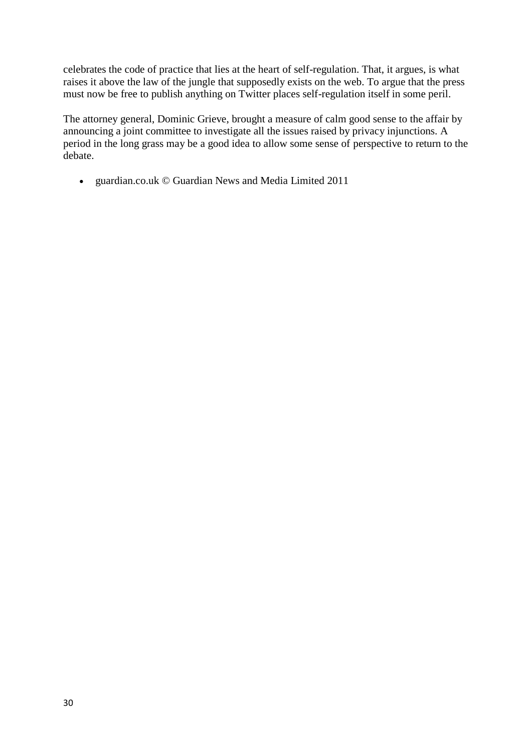celebrates the code of practice that lies at the heart of self-regulation. That, it argues, is what raises it above the law of the jungle that supposedly exists on the web. To argue that the press must now be free to publish anything on Twitter places self-regulation itself in some peril.

The attorney general, Dominic Grieve, brought a measure of calm good sense to the affair by announcing a joint committee to investigate all the issues raised by privacy injunctions. A period in the long grass may be a good idea to allow some sense of perspective to return to the debate.

- guardian.co.uk © Guardian News and Media Limited 2011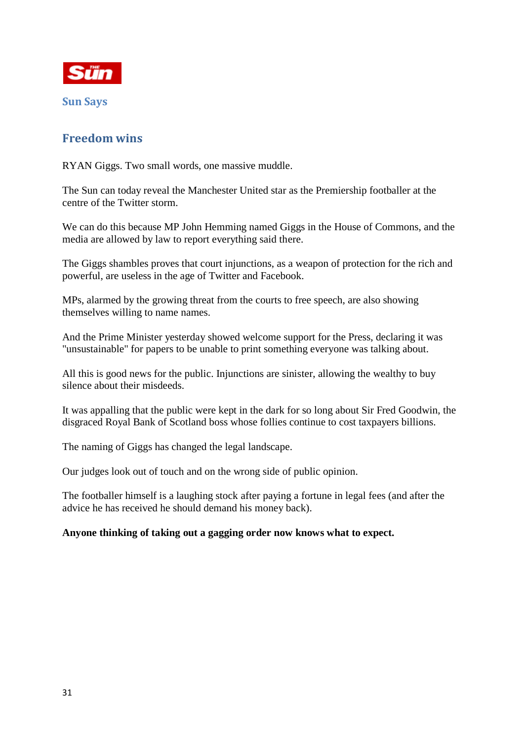Sun Says

## Freedom wins

RYAN Giggs. Two small words, one massive muddle.

The Sun can today reveal the Manchester United star as the Premiership footballer at the centre of the Twitter storm.

We can do this because MP John Hemming named Giggs in the House of Commons, and the media are allowed by law to report everything said there.

The Giggs shambles proves that court injunctions, as a weapon of protection for the rich and powerful, are useless in the age of Twitter and Facebook.

MPs, alarmed by the growing threat from the courts to free speech, are also showing themselves willing to name names.

And the Prime Minister yesterday showed welcome support for the Press, declaring it was "unsustainable" for papers to be unable to print something everyone was talking about.

All this is good news for the public. Injunctions are sinister, allowing the wealthy to buy silence about their misdeeds.

It was appalling that the public were kept in the dark for so long about Sir Fred Goodwin, the disgraced Royal Bank of Scotland boss whose follies continue to cost taxpayers billions.

The naming of Giggs has changed the legal landscape.

Our judges look out of touch and on the wrong side of public opinion.

The footballer himself is a laughing stock after paying a fortune in legal fees (and after the advice he has received he should demand his money back).

**Anyone thinking of taking out a gagging order now knows what to expect.**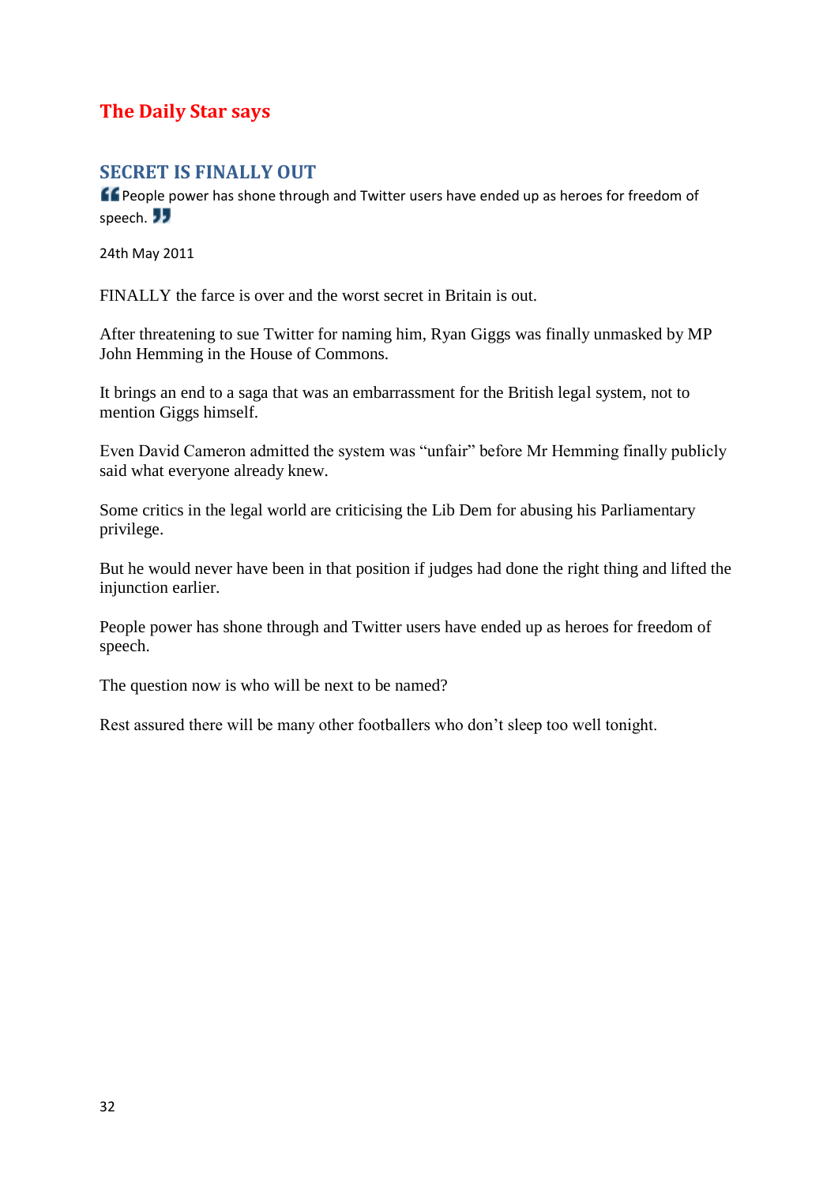## The Daily Star says

### SECRET IS FINALLY OUT

"People power has shone through and Twitter users have ended up as heroes for freedom of speech."

24th May 2011

FINALLY the farce is over and the worst secret in Britain is out.

After threatening to sue Twitter for naming him, Ryan Giggs was finally unmasked by MP John Hemming in the House of Commons.

It brings an end to a saga that was an embarrassment for the British legal system, not to mention Giggs himself.

Even David Cameron admitted the system was "unfair" before Mr Hemming finally publicly said what everyone already knew.

Some critics in the legal world are criticising the Lib Dem for abusing his Parliamentary privilege.

But he would never have been in that position if judges had done the right thing and lifted the injunction earlier.

People power has shone through and Twitter users have ended up as heroes for freedom of speech.

The question now is who will be next to be named?

Rest assured there will be many other footballers who don't sleep too well tonight.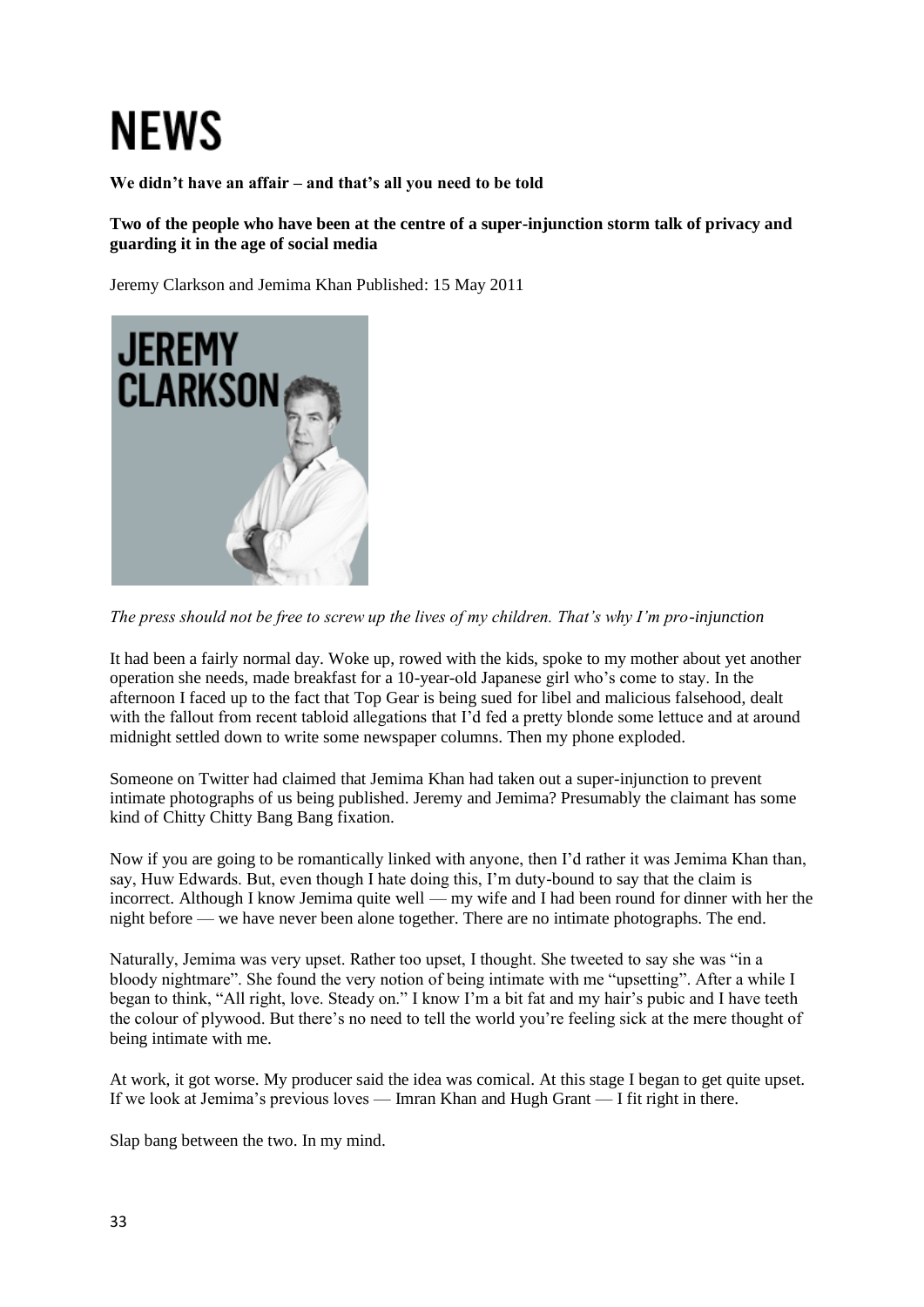# NEWS

**We didn't have an affair – and that's all you need to be told**

**Two of the people who have been at the centre of a super-injunction storm talk of privacy and guarding it in the age of social media**

Jeremy Clarkson and Jemima Khan Published: 15 May 2011

*The press should not be free to screw up the lives of my children. That's why I'm pro-injunction*

It had been a fairly normal day. Woke up, rowed with the kids, spoke to my mother about yet another operation she needs, made breakfast for a 10-year-old Japanese girl who's come to stay. In the afternoon I faced up to the fact that Top Gear is being sued for libel and malicious falsehood, dealt with the fallout from recent tabloid allegations that I'd fed a pretty blonde some lettuce and at around midnight settled down to write some newspaper columns. Then my phone exploded.

Someone on Twitter had claimed that Jemima Khan had taken out a super-injunction to prevent intimate photographs of us being published. Jeremy and Jemima? Presumably the claimant has some kind of Chitty Chitty Bang Bang fixation.

Now if you are going to be romantically linked with anyone, then I'd rather it was Jemima Khan than, say, Huw Edwards. But, even though I hate doing this, I'm duty-bound to say that the claim is incorrect. Although I know Jemima quite well — my wife and I had been round for dinner with her the night before — we have never been alone together. There are no intimate photographs. The end.

Naturally, Jemima was very upset. Rather too upset, I thought. She tweeted to say she was "in a bloody nightmare". She found the very notion of being intimate with me "upsetting". After a while I began to think, "All right, love. Steady on." I know I'm a bit fat and my hair's pubic and I have teeth the colour of plywood. But there's no need to tell the world you're feeling sick at the mere thought of being intimate with me.

At work, it got worse. My producer said the idea was comical. At this stage I began to get quite upset. If we look at Jemima's previous loves — Imran Khan and Hugh Grant — I fit right in there.

Slap bang between the two. In my mind.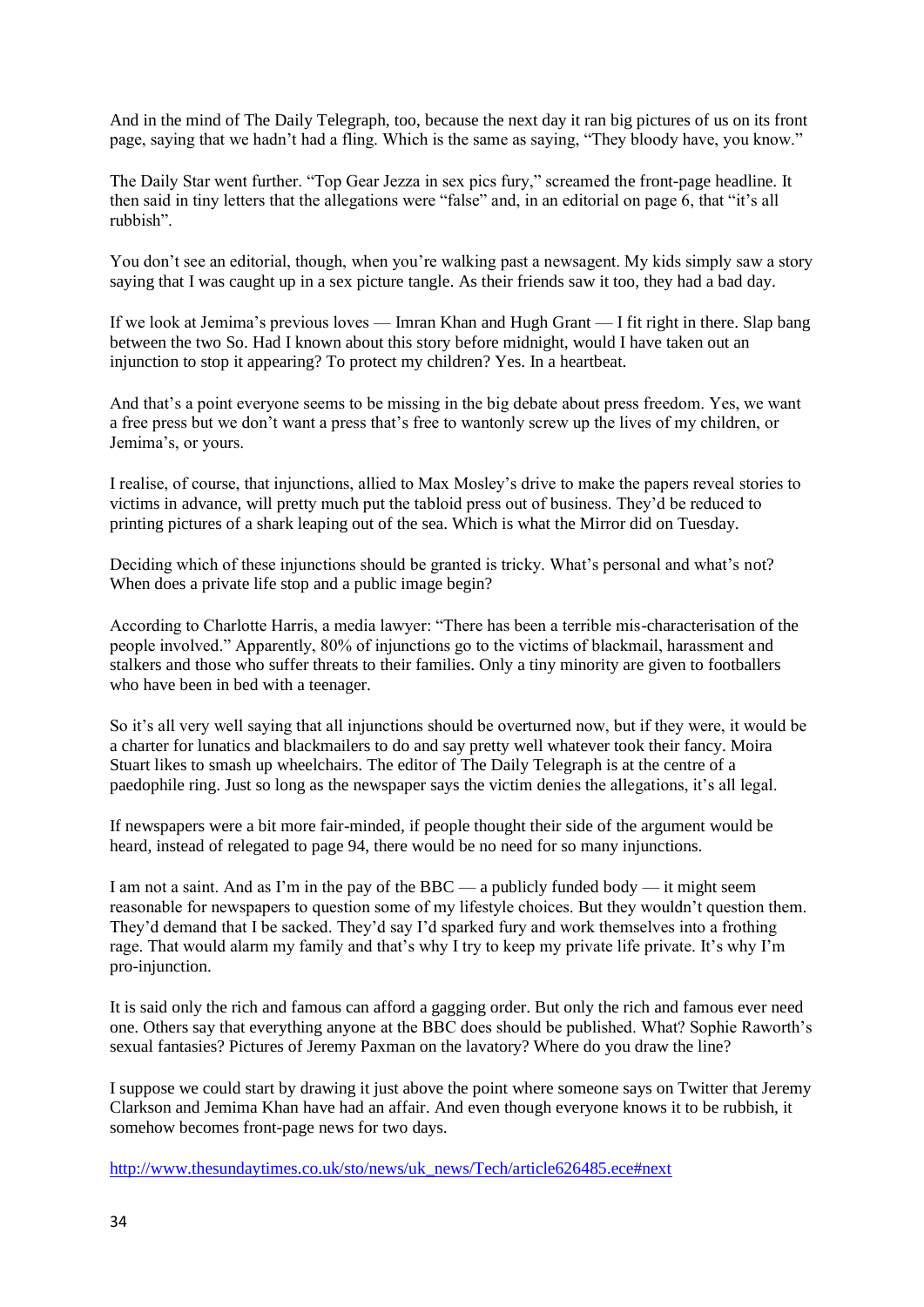And in the mind of The Daily Telegraph, too, because the next day it ran big pictures of us on its front page, saying that we hadn't had a fling. Which is the same as saying, "They bloody have, you know."

The Daily Star went further. "Top Gear Jezza in sex pics fury," screamed the front-page headline. It then said in tiny letters that the allegations were "false" and, in an editorial on page 6, that "it's all rubbish".

You don't see an editorial, though, when you're walking past a newsagent. My kids simply saw a story saying that I was caught up in a sex picture tangle. As their friends saw it too, they had a bad day.

If we look at Jemima's previous loves — Imran Khan and Hugh Grant — I fit right in there. Slap bang between the two So. Had I known about this story before midnight, would I have taken out an injunction to stop it appearing? To protect my children? Yes. In a heartbeat.

And that's a point everyone seems to be missing in the big debate about press freedom. Yes, we want a free press but we don't want a press that's free to wantonly screw up the lives of my children, or Jemima's, or yours.

I realise, of course, that injunctions, allied to Max Mosley's drive to make the papers reveal stories to victims in advance, will pretty much put the tabloid press out of business. They'd be reduced to printing pictures of a shark leaping out of the sea. Which is what the Mirror did on Tuesday.

Deciding which of these injunctions should be granted is tricky. What's personal and what's not? When does a private life stop and a public image begin?

According to Charlotte Harris, a media lawyer: "There has been a terrible mis-characterisation of the people involved." Apparently, 80% of injunctions go to the victims of blackmail, harassment and stalkers and those who suffer threats to their families. Only a tiny minority are given to footballers who have been in bed with a teenager.

So it's all very well saying that all injunctions should be overturned now, but if they were, it would be a charter for lunatics and blackmailers to do and say pretty well whatever took their fancy. Moira Stuart likes to smash up wheelchairs. The editor of The Daily Telegraph is at the centre of a paedophile ring. Just so long as the newspaper says the victim denies the allegations, it's all legal.

If newspapers were a bit more fair-minded, if people thought their side of the argument would be heard, instead of relegated to page 94, there would be no need for so many injunctions.

I am not a saint. And as I'm in the pay of the BBC — a publicly funded body — it might seem reasonable for newspapers to question some of my lifestyle choices. But they wouldn't question them. They'd demand that I be sacked. They'd say I'd sparked fury and work themselves into a frothing rage. That would alarm my family and that's why I try to keep my private life private. It's why I'm pro-injunction.

It is said only the rich and famous can afford a gagging order. But only the rich and famous ever need one. Others say that everything anyone at the BBC does should be published. What? Sophie Raworth's sexual fantasies? Pictures of Jeremy Paxman on the lavatory? Where do you draw the line?

I suppose we could start by drawing it just above the point where someone says on Twitter that Jeremy Clarkson and Jemima Khan have had an affair. And even though everyone knows it to be rubbish, it somehow becomes front-page news for two days.

http://www.thesundaytimes.co.uk/sto/news/uk_news/Tech/article626485.ece#next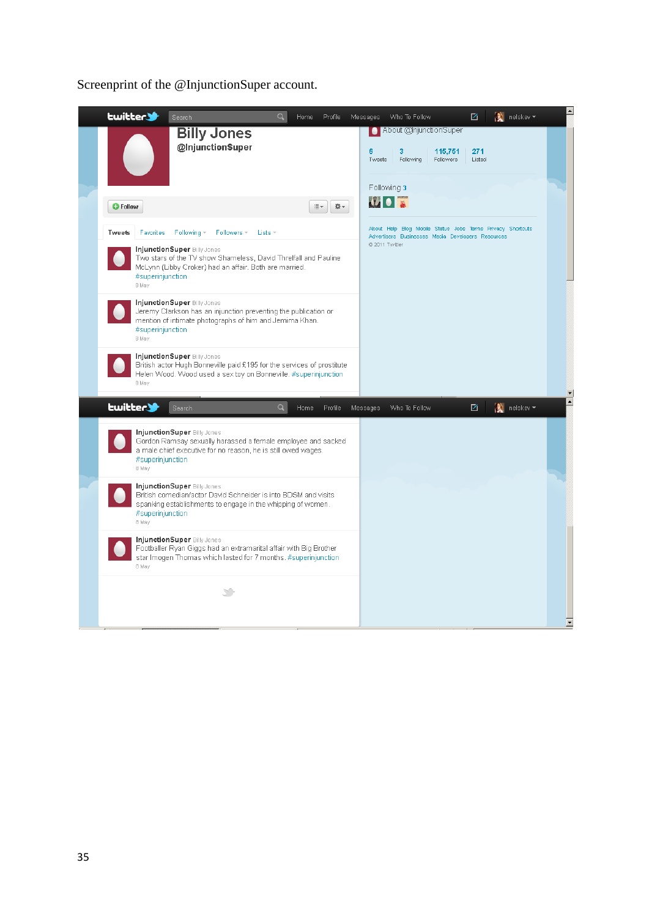Screenprint of the @InjunctionSuper account.

**Billy Jones**
**@InjunctionSuper**

Follow

About @InjunctionSuper

| 6 | 3 | 115,751 | 271 |
|---|---|---|---|
| Tweets | Following | Followers | Listed |

Following 3

About Help Blog Mobile Status Jobs Terms Privacy Shortcuts Advertisers Businesses Media Developers Resources
© 2011 Twitter

Tweets Favorites Following Followers Lists

**InjunctionSuper** Billy Jones
Two stars of the TV show Shameless, David Threlfall and Pauline McLynn (Libby Croker) had an affair. Both are married. #superinjunction
8 May

**InjunctionSuper** Billy Jones
Jeremy Clarkson has an injunction preventing the publication or mention of intimate photographs of him and Jemima Khan. #superinjunction
8 May

**InjunctionSuper** Billy Jones
British actor Hugh Bonneville paid £195 for the services of prostitute Helen Wood. Wood used a sex toy on Bonneville. #superinjunction
8 May

**InjunctionSuper** Billy Jones
Gordon Ramsay sexually harassed a female employee and sacked a male chief executive for no reason, he is still owed wages. #superinjunction
8 May

**InjunctionSuper** Billy Jones
British comedian/actor David Schneider is into BDSM and visits spanking establishments to engage in the whipping of women. #superinjunction
8 May

**InjunctionSuper** Billy Jones
Footballer Ryan Giggs had an extramarital affair with Big Brother star Imogen Thomas which lasted for 7 months. #superinjunction
8 May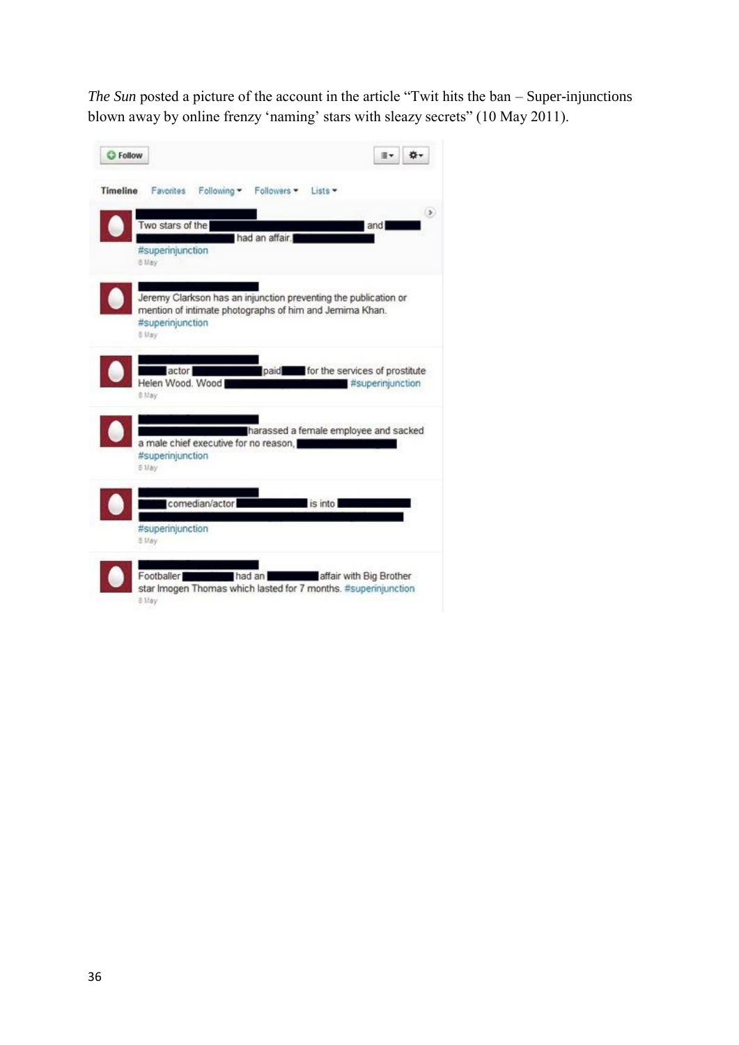*The Sun* posted a picture of the account in the article "Twit hits the ban – Super-injunctions blown away by online frenzy 'naming' stars with sleazy secrets" (10 May 2011).

Follow

Timeline Favorites Following Followers Lists

███
Two stars of the ███ and ███ ███ had an affair. ███
#superinjunction
8 May

███
Jeremy Clarkson has an injunction preventing the publication or mention of intimate photographs of him and Jemima Khan.
#superinjunction
8 May

███
███ actor ███ paid ███ for the services of prostitute Helen Wood. Wood ███ #superinjunction
8 May

███
███ harassed a female employee and sacked a male chief executive for no reason, ███
#superinjunction
8 May

███
███ comedian/actor ███ is into ███
███
#superinjunction
8 May

███
Footballer ███ had an ███ affair with Big Brother star Imogen Thomas which lasted for 7 months. #superinjunction
8 May